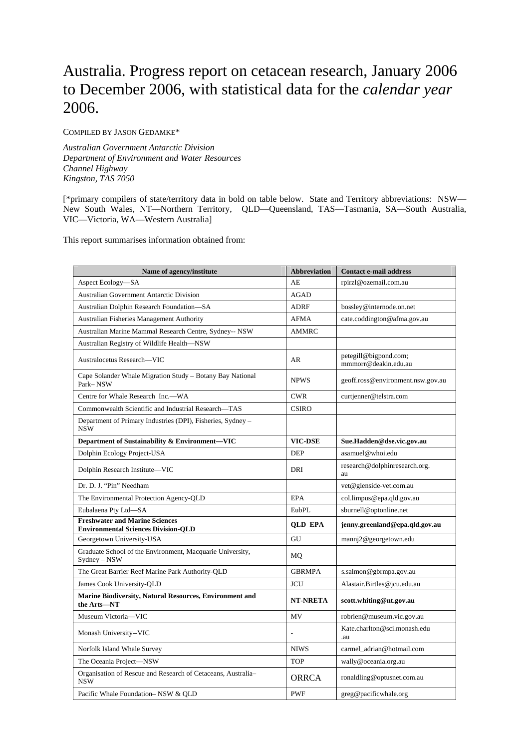# Australia. Progress report on cetacean research, January 2006 to December 2006, with statistical data for the *calendar year* 2006.

COMPILED BY JASON GEDAMKE*

*Australian Government Antarctic Division*
*Department of Environment and Water Resources*
*Channel Highway*
*Kingston, TAS 7050*

[*primary compilers of state/territory data in bold on table below. State and Territory abbreviations: NSW—New South Wales, NT—Northern Territory, QLD—Queensland, TAS—Tasmania, SA—South Australia, VIC—Victoria, WA—Western Australia]

This report summarises information obtained from:

| Name of agency/institute | Abbreviation | Contact e-mail address |
|---|---|---|
| Aspect Ecology—SA | AE | rpirzl@ozemail.com.au |
| Australian Government Antarctic Division | AGAD | |
| Australian Dolphin Research Foundation—SA | ADRF | bossley@internode.on.net |
| Australian Fisheries Management Authority | AFMA | cate.coddington@afma.gov.au |
| Australian Marine Mammal Research Centre, Sydney-- NSW | AMMRC | |
| Australian Registry of Wildlife Health—NSW | | |
| Australocetus Research—VIC | AR | petegill@bigpond.com; mmmorr@deakin.edu.au |
| Cape Solander Whale Migration Study – Botany Bay National Park– NSW | NPWS | geoff.ross@environment.nsw.gov.au |
| Centre for Whale Research Inc.—WA | CWR | curtjenner@telstra.com |
| Commonwealth Scientific and Industrial Research—TAS | CSIRO | |
| Department of Primary Industries (DPI), Fisheries, Sydney – NSW | | |
| **Department of Sustainability & Environment—VIC** | **VIC-DSE** | **Sue.Hadden@dse.vic.gov.au** |
| Dolphin Ecology Project-USA | DEP | asamuel@whoi.edu |
| Dolphin Research Institute—VIC | DRI | research@dolphinresearch.org.au |
| Dr. D. J. "Pin" Needham | | vet@glenside-vet.com.au |
| The Environmental Protection Agency-QLD | EPA | col.limpus@epa.qld.gov.au |
| Eubalaena Pty Ltd—SA | EubPL | sburnell@optonline.net |
| **Freshwater and Marine Sciences Environmental Sciences Division-QLD** | **QLD EPA** | **jenny.greenland@epa.qld.gov.au** |
| Georgetown University-USA | GU | mannj2@georgetown.edu |
| Graduate School of the Environment, Macquarie University, Sydney – NSW | MQ | |
| The Great Barrier Reef Marine Park Authority-QLD | GBRMPA | s.salmon@gbrmpa.gov.au |
| James Cook University-QLD | JCU | Alastair.Birtles@jcu.edu.au |
| **Marine Biodiversity, Natural Resources, Environment and the Arts—NT** | **NT-NRETA** | **scott.whiting@nt.gov.au** |
| Museum Victoria—VIC | MV | robrien@museum.vic.gov.au |
| Monash University--VIC | - | Kate.charlton@sci.monash.edu.au |
| Norfolk Island Whale Survey | NIWS | carmel_adrian@hotmail.com |
| The Oceania Project—NSW | TOP | wally@oceania.org.au |
| Organisation of Rescue and Research of Cetaceans, Australia–NSW | ORRCA | ronaldling@optusnet.com.au |
| Pacific Whale Foundation– NSW & QLD | PWF | greg@pacificwhale.org |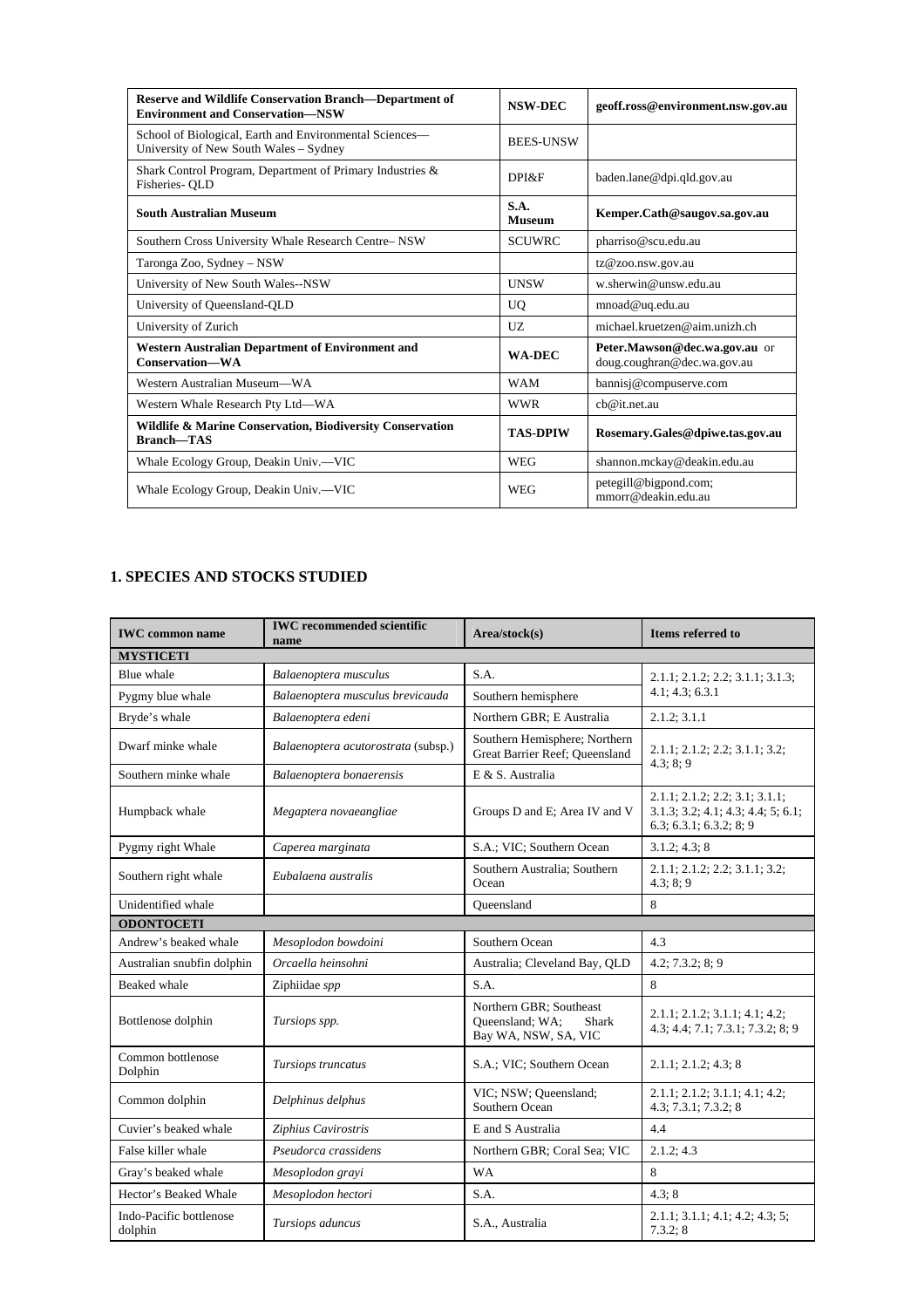| **Reserve and Wildlife Conservation Branch—Department of Environment and Conservation—NSW** | **NSW-DEC** | **geoff.ross@environment.nsw.gov.au** |
|---|---|---|
| School of Biological, Earth and Environmental Sciences—University of New South Wales – Sydney | BEES-UNSW | |
| Shark Control Program, Department of Primary Industries & Fisheries- QLD | DPI&F | baden.lane@dpi.qld.gov.au |
| **South Australian Museum** | **S.A. Museum** | **Kemper.Cath@saugov.sa.gov.au** |
| Southern Cross University Whale Research Centre– NSW | SCUWRC | pharriso@scu.edu.au |
| Taronga Zoo, Sydney – NSW | | tz@zoo.nsw.gov.au |
| University of New South Wales--NSW | UNSW | w.sherwin@unsw.edu.au |
| University of Queensland-QLD | UQ | mnoad@uq.edu.au |
| University of Zurich | UZ | michael.kruetzen@aim.unizh.ch |
| **Western Australian Department of Environment and Conservation—WA** | **WA-DEC** | **Peter.Mawson@dec.wa.gov.au** or doug.coughran@dec.wa.gov.au |
| Western Australian Museum—WA | WAM | bannisj@compuserve.com |
| Western Whale Research Pty Ltd—WA | WWR | cb@it.net.au |
| **Wildlife & Marine Conservation, Biodiversity Conservation Branch—TAS** | **TAS-DPIW** | **Rosemary.Gales@dpiwe.tas.gov.au** |
| Whale Ecology Group, Deakin Univ.—VIC | WEG | shannon.mckay@deakin.edu.au |
| Whale Ecology Group, Deakin Univ.—VIC | WEG | petegill@bigpond.com; mmorr@deakin.edu.au |

## 1. SPECIES AND STOCKS STUDIED

| IWC common name | IWC recommended scientific name | Area/stock(s) | Items referred to |
|---|---|---|---|
| **MYSTICETI** | | | |
| Blue whale | *Balaenoptera musculus* | S.A. | 2.1.1; 2.1.2; 2.2; 3.1.1; 3.1.3; 4.1; 4.3; 6.3.1 |
| Pygmy blue whale | *Balaenoptera musculus brevicauda* | Southern hemisphere | |
| Bryde's whale | *Balaenoptera edeni* | Northern GBR; E Australia | 2.1.2; 3.1.1 |
| Dwarf minke whale | *Balaenoptera acutorostrata* (subsp.) | Southern Hemisphere; Northern Great Barrier Reef; Queensland | 2.1.1; 2.1.2; 2.2; 3.1.1; 3.2; 4.3; 8; 9 |
| Southern minke whale | *Balaenoptera bonaerensis* | E & S. Australia | |
| Humpback whale | *Megaptera novaeangliae* | Groups D and E; Area IV and V | 2.1.1; 2.1.2; 2.2; 3.1; 3.1.1; 3.1.3; 3.2; 4.1; 4.3; 4.4; 5; 6.1; 6.3; 6.3.1; 6.3.2; 8; 9 |
| Pygmy right Whale | *Caperea marginata* | S.A.; VIC; Southern Ocean | 3.1.2; 4.3; 8 |
| Southern right whale | *Eubalaena australis* | Southern Australia; Southern Ocean | 2.1.1; 2.1.2; 2.2; 3.1.1; 3.2; 4.3; 8; 9 |
| Unidentified whale | | Queensland | 8 |
| **ODONTOCETI** | | | |
| Andrew's beaked whale | *Mesoplodon bowdoini* | Southern Ocean | 4.3 |
| Australian snubfin dolphin | *Orcaella heinsohni* | Australia; Cleveland Bay, QLD | 4.2; 7.3.2; 8; 9 |
| Beaked whale | Ziphiidae *spp* | S.A. | 8 |
| Bottlenose dolphin | *Tursiops spp.* | Northern GBR; Southeast Queensland; WA; Shark Bay WA, NSW, SA, VIC | 2.1.1; 2.1.2; 3.1.1; 4.1; 4.2; 4.3; 4.4; 7.1; 7.3.1; 7.3.2; 8; 9 |
| Common bottlenose Dolphin | *Tursiops truncatus* | S.A.; VIC; Southern Ocean | 2.1.1; 2.1.2; 4.3; 8 |
| Common dolphin | *Delphinus delphus* | VIC; NSW; Queensland; Southern Ocean | 2.1.1; 2.1.2; 3.1.1; 4.1; 4.2; 4.3; 7.3.1; 7.3.2; 8 |
| Cuvier's beaked whale | *Ziphius Cavirostris* | E and S Australia | 4.4 |
| False killer whale | *Pseudorca crassidens* | Northern GBR; Coral Sea; VIC | 2.1.2; 4.3 |
| Gray's beaked whale | *Mesoplodon grayi* | WA | 8 |
| Hector's Beaked Whale | *Mesoplodon hectori* | S.A. | 4.3; 8 |
| Indo-Pacific bottlenose dolphin | *Tursiops aduncus* | S.A., Australia | 2.1.1; 3.1.1; 4.1; 4.2; 4.3; 5; 7.3.2; 8 |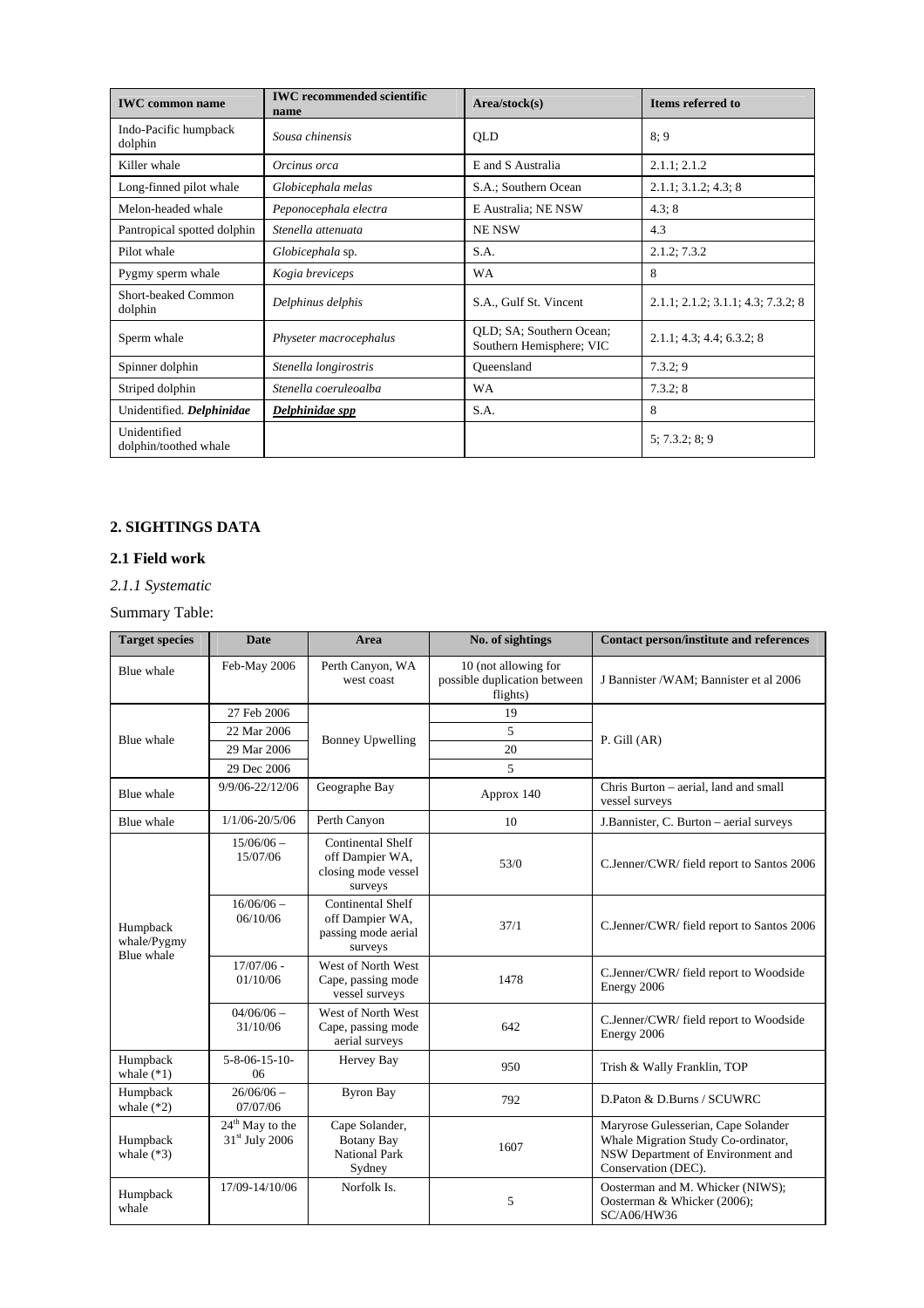| IWC common name | IWC recommended scientific name | Area/stock(s) | Items referred to |
|---|---|---|---|
| Indo-Pacific humpback dolphin | *Sousa chinensis* | QLD | 8; 9 |
| Killer whale | *Orcinus orca* | E and S Australia | 2.1.1; 2.1.2 |
| Long-finned pilot whale | *Globicephala melas* | S.A.; Southern Ocean | 2.1.1; 3.1.2; 4.3; 8 |
| Melon-headed whale | *Peponocephala electra* | E Australia; NE NSW | 4.3; 8 |
| Pantropical spotted dolphin | *Stenella attenuata* | NE NSW | 4.3 |
| Pilot whale | *Globicephala* sp. | S.A. | 2.1.2; 7.3.2 |
| Pygmy sperm whale | *Kogia breviceps* | WA | 8 |
| Short-beaked Common dolphin | *Delphinus delphis* | S.A., Gulf St. Vincent | 2.1.1; 2.1.2; 3.1.1; 4.3; 7.3.2; 8 |
| Sperm whale | *Physeter macrocephalus* | QLD; SA; Southern Ocean; Southern Hemisphere; VIC | 2.1.1; 4.3; 4.4; 6.3.2; 8 |
| Spinner dolphin | *Stenella longirostris* | Queensland | 7.3.2; 9 |
| Striped dolphin | *Stenella coeruleoalba* | WA | 7.3.2; 8 |
| Unidentified. ***Delphinidae*** | ***Delphinidae spp*** | S.A. | 8 |
| Unidentified dolphin/toothed whale | | | 5; 7.3.2; 8; 9 |

## 2. SIGHTINGS DATA

### 2.1 Field work

*2.1.1 Systematic*

Summary Table:

| Target species | Date | Area | No. of sightings | Contact person/institute and references |
|---|---|---|---|---|
| Blue whale | Feb-May 2006 | Perth Canyon, WA west coast | 10 (not allowing for possible duplication between flights) | J Bannister /WAM; Bannister et al 2006 |
| Blue whale | 27 Feb 2006 | Bonney Upwelling | 19 | P. Gill (AR) |
| | 22 Mar 2006 | | 5 | |
| | 29 Mar 2006 | | 20 | |
| | 29 Dec 2006 | | 5 | |
| Blue whale | 9/9/06-22/12/06 | Geographe Bay | Approx 140 | Chris Burton – aerial, land and small vessel surveys |
| Blue whale | 1/1/06-20/5/06 | Perth Canyon | 10 | J.Bannister, C. Burton – aerial surveys |
| Humpback whale/Pygmy Blue whale | 15/06/06 – 15/07/06 | Continental Shelf off Dampier WA, closing mode vessel surveys | 53/0 | C.Jenner/CWR/ field report to Santos 2006 |
| | 16/06/06 – 06/10/06 | Continental Shelf off Dampier WA, passing mode aerial surveys | 37/1 | C.Jenner/CWR/ field report to Santos 2006 |
| | 17/07/06 - 01/10/06 | West of North West Cape, passing mode vessel surveys | 1478 | C.Jenner/CWR/ field report to Woodside Energy 2006 |
| | 04/06/06 – 31/10/06 | West of North West Cape, passing mode aerial surveys | 642 | C.Jenner/CWR/ field report to Woodside Energy 2006 |
| Humpback whale (*1) | 5-8-06-15-10-06 | Hervey Bay | 950 | Trish & Wally Franklin, TOP |
| Humpback whale (*2) | 26/06/06 – 07/07/06 | Byron Bay | 792 | D.Paton & D.Burns / SCUWRC |
| Humpback whale (*3) | 24th May to the 31st July 2006 | Cape Solander, Botany Bay National Park Sydney | 1607 | Maryrose Gulesserian, Cape Solander Whale Migration Study Co-ordinator, NSW Department of Environment and Conservation (DEC). |
| Humpback whale | 17/09-14/10/06 | Norfolk Is. | 5 | Oosterman and M. Whicker (NIWS); Oosterman & Whicker (2006); SC/A06/HW36 |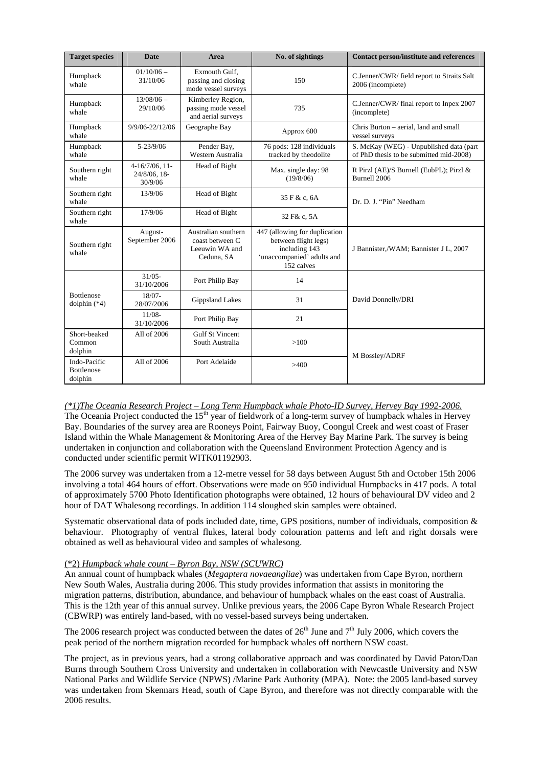| Target species | Date | Area | No. of sightings | Contact person/institute and references |
|---|---|---|---|---|
| Humpback whale | 01/10/06 – 31/10/06 | Exmouth Gulf, passing and closing mode vessel surveys | 150 | C.Jenner/CWR/ field report to Straits Salt 2006 (incomplete) |
| Humpback whale | 13/08/06 – 29/10/06 | Kimberley Region, passing mode vessel and aerial surveys | 735 | C.Jenner/CWR/ final report to Inpex 2007 (incomplete) |
| Humpback whale | 9/9/06-22/12/06 | Geographe Bay | Approx 600 | Chris Burton – aerial, land and small vessel surveys |
| Humpback whale | 5-23/9/06 | Pender Bay, Western Australia | 76 pods: 128 individuals tracked by theodolite | S. McKay (WEG) - Unpublished data (part of PhD thesis to be submitted mid-2008) |
| Southern right whale | 4-16/7/06, 11-24/8/06, 18-30/9/06 | Head of Bight | Max. single day: 98 (19/8/06) | R Pirzl (AE)/S Burnell (EubPL); Pirzl & Burnell 2006 |
| Southern right whale | 13/9/06 | Head of Bight | 35 F & c, 6A | Dr. D. J. "Pin" Needham |
| Southern right whale | 17/9/06 | Head of Bight | 32 F& c, 5A | |
| Southern right whale | August-September 2006 | Australian southern coast between C Leeuwin WA and Ceduna, SA | 447 (allowing for duplication between flight legs) including 143 'unaccompanied' adults and 152 calves | J Bannister,/WAM; Bannister J L, 2007 |
| Bottlenose dolphin (*4) | 31/05-31/10/2006 | Port Philip Bay | 14 | David Donnelly/DRI |
| | 18/07-28/07/2006 | Gippsland Lakes | 31 | |
| | 11/08-31/10/2006 | Port Philip Bay | 21 | |
| Short-beaked Common dolphin | All of 2006 | Gulf St Vincent South Australia | >100 | M Bossley/ADRF |
| Indo-Pacific Bottlenose dolphin | All of 2006 | Port Adelaide | >400 | |

*(\*1)The Oceania Research Project – Long Term Humpback whale Photo-ID Survey, Hervey Bay 1992-2006.*

The Oceania Project conducted the 15th year of fieldwork of a long-term survey of humpback whales in Hervey Bay. Boundaries of the survey area are Rooneys Point, Fairway Buoy, Coongul Creek and west coast of Fraser Island within the Whale Management & Monitoring Area of the Hervey Bay Marine Park. The survey is being undertaken in conjunction and collaboration with the Queensland Environment Protection Agency and is conducted under scientific permit WITK01192903.

The 2006 survey was undertaken from a 12-metre vessel for 58 days between August 5th and October 15th 2006 involving a total 464 hours of effort. Observations were made on 950 individual Humpbacks in 417 pods. A total of approximately 5700 Photo Identification photographs were obtained, 12 hours of behavioural DV video and 2 hour of DAT Whalesong recordings. In addition 114 sloughed skin samples were obtained.

Systematic observational data of pods included date, time, GPS positions, number of individuals, composition & behaviour. Photography of ventral flukes, lateral body colouration patterns and left and right dorsals were obtained as well as behavioural video and samples of whalesong.

(*2) *Humpback whale count – Byron Bay, NSW (SCUWRC)*

An annual count of humpback whales (*Megaptera novaeangliae*) was undertaken from Cape Byron, northern New South Wales, Australia during 2006. This study provides information that assists in monitoring the migration patterns, distribution, abundance, and behaviour of humpback whales on the east coast of Australia. This is the 12th year of this annual survey. Unlike previous years, the 2006 Cape Byron Whale Research Project (CBWRP) was entirely land-based, with no vessel-based surveys being undertaken.

The 2006 research project was conducted between the dates of 26th June and 7th July 2006, which covers the peak period of the northern migration recorded for humpback whales off northern NSW coast.

The project, as in previous years, had a strong collaborative approach and was coordinated by David Paton/Dan Burns through Southern Cross University and undertaken in collaboration with Newcastle University and NSW National Parks and Wildlife Service (NPWS) /Marine Park Authority (MPA). Note: the 2005 land-based survey was undertaken from Skennars Head, south of Cape Byron, and therefore was not directly comparable with the 2006 results.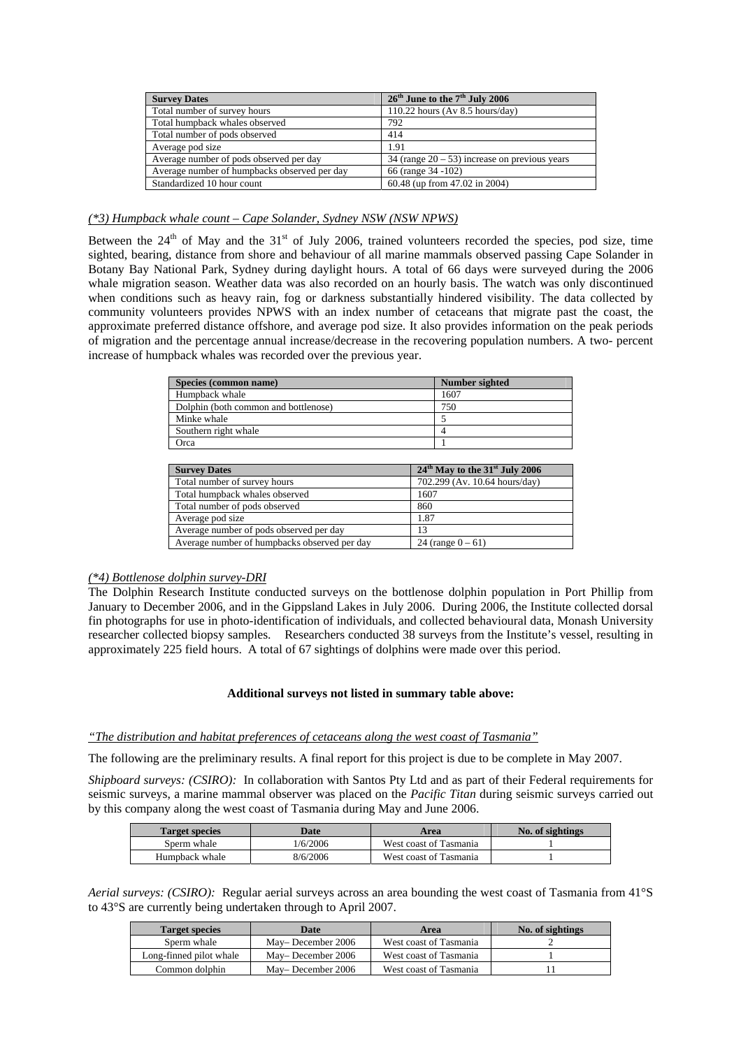| Survey Dates | 26th June to the 7th July 2006 |
|---|---|
| Total number of survey hours | 110.22 hours (Av 8.5 hours/day) |
| Total humpback whales observed | 792 |
| Total number of pods observed | 414 |
| Average pod size | 1.91 |
| Average number of pods observed per day | 34 (range 20 – 53) increase on previous years |
| Average number of humpbacks observed per day | 66 (range 34 -102) |
| Standardized 10 hour count | 60.48 (up from 47.02 in 2004) |

*(\*3) Humpback whale count – Cape Solander, Sydney NSW (NSW NPWS)*

Between the 24th of May and the 31st of July 2006, trained volunteers recorded the species, pod size, time sighted, bearing, distance from shore and behaviour of all marine mammals observed passing Cape Solander in Botany Bay National Park, Sydney during daylight hours. A total of 66 days were surveyed during the 2006 whale migration season. Weather data was also recorded on an hourly basis. The watch was only discontinued when conditions such as heavy rain, fog or darkness substantially hindered visibility. The data collected by community volunteers provides NPWS with an index number of cetaceans that migrate past the coast, the approximate preferred distance offshore, and average pod size. It also provides information on the peak periods of migration and the percentage annual increase/decrease in the recovering population numbers. A two- percent increase of humpback whales was recorded over the previous year.

| Species (common name) | Number sighted |
|---|---|
| Humpback whale | 1607 |
| Dolphin (both common and bottlenose) | 750 |
| Minke whale | 5 |
| Southern right whale | 4 |
| Orca | 1 |

| Survey Dates | 24th May to the 31st July 2006 |
|---|---|
| Total number of survey hours | 702.299 (Av. 10.64 hours/day) |
| Total humpback whales observed | 1607 |
| Total number of pods observed | 860 |
| Average pod size | 1.87 |
| Average number of pods observed per day | 13 |
| Average number of humpbacks observed per day | 24 (range 0 – 61) |

*(\*4) Bottlenose dolphin survey-DRI*

The Dolphin Research Institute conducted surveys on the bottlenose dolphin population in Port Phillip from January to December 2006, and in the Gippsland Lakes in July 2006. During 2006, the Institute collected dorsal fin photographs for use in photo-identification of individuals, and collected behavioural data, Monash University researcher collected biopsy samples. Researchers conducted 38 surveys from the Institute's vessel, resulting in approximately 225 field hours. A total of 67 sightings of dolphins were made over this period.

**Additional surveys not listed in summary table above:**

*"The distribution and habitat preferences of cetaceans along the west coast of Tasmania"*

The following are the preliminary results. A final report for this project is due to be complete in May 2007.

*Shipboard surveys: (CSIRO):* In collaboration with Santos Pty Ltd and as part of their Federal requirements for seismic surveys, a marine mammal observer was placed on the *Pacific Titan* during seismic surveys carried out by this company along the west coast of Tasmania during May and June 2006.

| Target species | Date | Area | No. of sightings |
|---|---|---|---|
| Sperm whale | 1/6/2006 | West coast of Tasmania | 1 |
| Humpback whale | 8/6/2006 | West coast of Tasmania | 1 |

*Aerial surveys: (CSIRO):* Regular aerial surveys across an area bounding the west coast of Tasmania from 41°S to 43°S are currently being undertaken through to April 2007.

| Target species | Date | Area | No. of sightings |
|---|---|---|---|
| Sperm whale | May– December 2006 | West coast of Tasmania | 2 |
| Long-finned pilot whale | May– December 2006 | West coast of Tasmania | 1 |
| Common dolphin | May– December 2006 | West coast of Tasmania | 11 |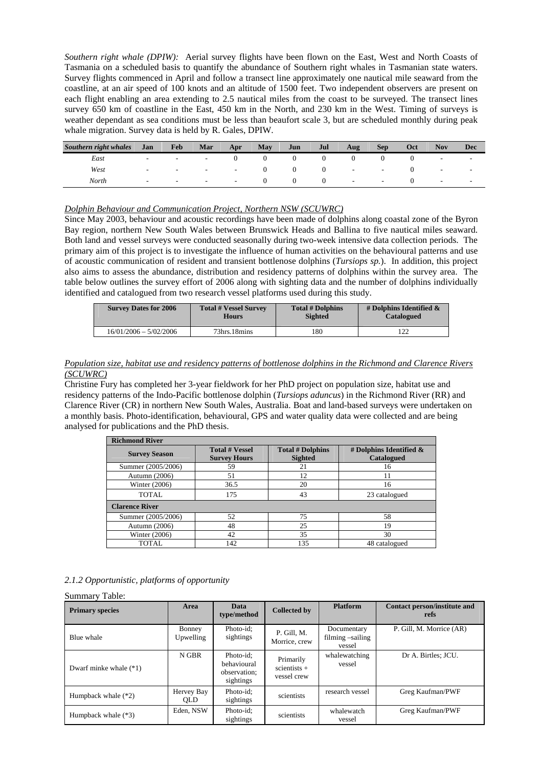*Southern right whale (DPIW):* Aerial survey flights have been flown on the East, West and North Coasts of Tasmania on a scheduled basis to quantify the abundance of Southern right whales in Tasmanian state waters. Survey flights commenced in April and follow a transect line approximately one nautical mile seaward from the coastline, at an air speed of 100 knots and an altitude of 1500 feet. Two independent observers are present on each flight enabling an area extending to 2.5 nautical miles from the coast to be surveyed. The transect lines survey 650 km of coastline in the East, 450 km in the North, and 230 km in the West. Timing of surveys is weather dependant as sea conditions must be less than beaufort scale 3, but are scheduled monthly during peak whale migration. Survey data is held by R. Gales, DPIW.

| *Southern right whales* | Jan | Feb | Mar | Apr | May | Jun | Jul | Aug | Sep | Oct | Nov | Dec |
|---|---|---|---|---|---|---|---|---|---|---|---|---|
| *East* | - | - | - | 0 | 0 | 0 | 0 | 0 | 0 | 0 | - | - |
| *West* | - | - | - | - | 0 | 0 | 0 | - | - | 0 | - | - |
| *North* | - | - | - | - | 0 | 0 | 0 | - | - | 0 | - | - |

*Dolphin Behaviour and Communication Project, Northern NSW (SCUWRC)*

Since May 2003, behaviour and acoustic recordings have been made of dolphins along coastal zone of the Byron Bay region, northern New South Wales between Brunswick Heads and Ballina to five nautical miles seaward. Both land and vessel surveys were conducted seasonally during two-week intensive data collection periods. The primary aim of this project is to investigate the influence of human activities on the behavioural patterns and use of acoustic communication of resident and transient bottlenose dolphins (*Tursiops sp.*). In addition, this project also aims to assess the abundance, distribution and residency patterns of dolphins within the survey area. The table below outlines the survey effort of 2006 along with sighting data and the number of dolphins individually identified and catalogued from two research vessel platforms used during this study.

| Survey Dates for 2006 | Total # Vessel Survey Hours | Total # Dolphins Sighted | # Dolphins Identified & Catalogued |
|---|---|---|---|
| 16/01/2006 – 5/02/2006 | 73hrs.18mins | 180 | 122 |

*Population size, habitat use and residency patterns of bottlenose dolphins in the Richmond and Clarence Rivers (SCUWRC)*

Christine Fury has completed her 3-year fieldwork for her PhD project on population size, habitat use and residency patterns of the Indo-Pacific bottlenose dolphin (*Tursiops aduncus*) in the Richmond River (RR) and Clarence River (CR) in northern New South Wales, Australia. Boat and land-based surveys were undertaken on a monthly basis. Photo-identification, behavioural, GPS and water quality data were collected and are being analysed for publications and the PhD thesis.

| **Richmond River** | | | |
|---|---|---|---|
| **Survey Season** | **Total # Vessel Survey Hours** | **Total # Dolphins Sighted** | **# Dolphins Identified & Catalogued** |
| Summer (2005/2006) | 59 | 21 | 16 |
| Autumn (2006) | 51 | 12 | 11 |
| Winter (2006) | 36.5 | 20 | 16 |
| TOTAL | 175 | 43 | 23 catalogued |
| **Clarence River** | | | |
| Summer (2005/2006) | 52 | 75 | 58 |
| Autumn (2006) | 48 | 25 | 19 |
| Winter (2006) | 42 | 35 | 30 |
| TOTAL | 142 | 135 | 48 catalogued |

*2.1.2 Opportunistic, platforms of opportunity*

Summary Table:

| Primary species | Area | Data type/method | Collected by | Platform | Contact person/institute and refs |
|---|---|---|---|---|---|
| Blue whale | Bonney Upwelling | Photo-id; sightings | P. Gill, M. Morrice, crew | Documentary filming –sailing vessel | P. Gill, M. Morrice (AR) |
| Dwarf minke whale (*1) | N GBR | Photo-id; behavioural observation; sightings | Primarily scientists + vessel crew | whalewatching vessel | Dr A. Birtles; JCU. |
| Humpback whale (*2) | Hervey Bay QLD | Photo-id; sightings | scientists | research vessel | Greg Kaufman/PWF |
| Humpback whale (*3) | Eden, NSW | Photo-id; sightings | scientists | whalewatch vessel | Greg Kaufman/PWF |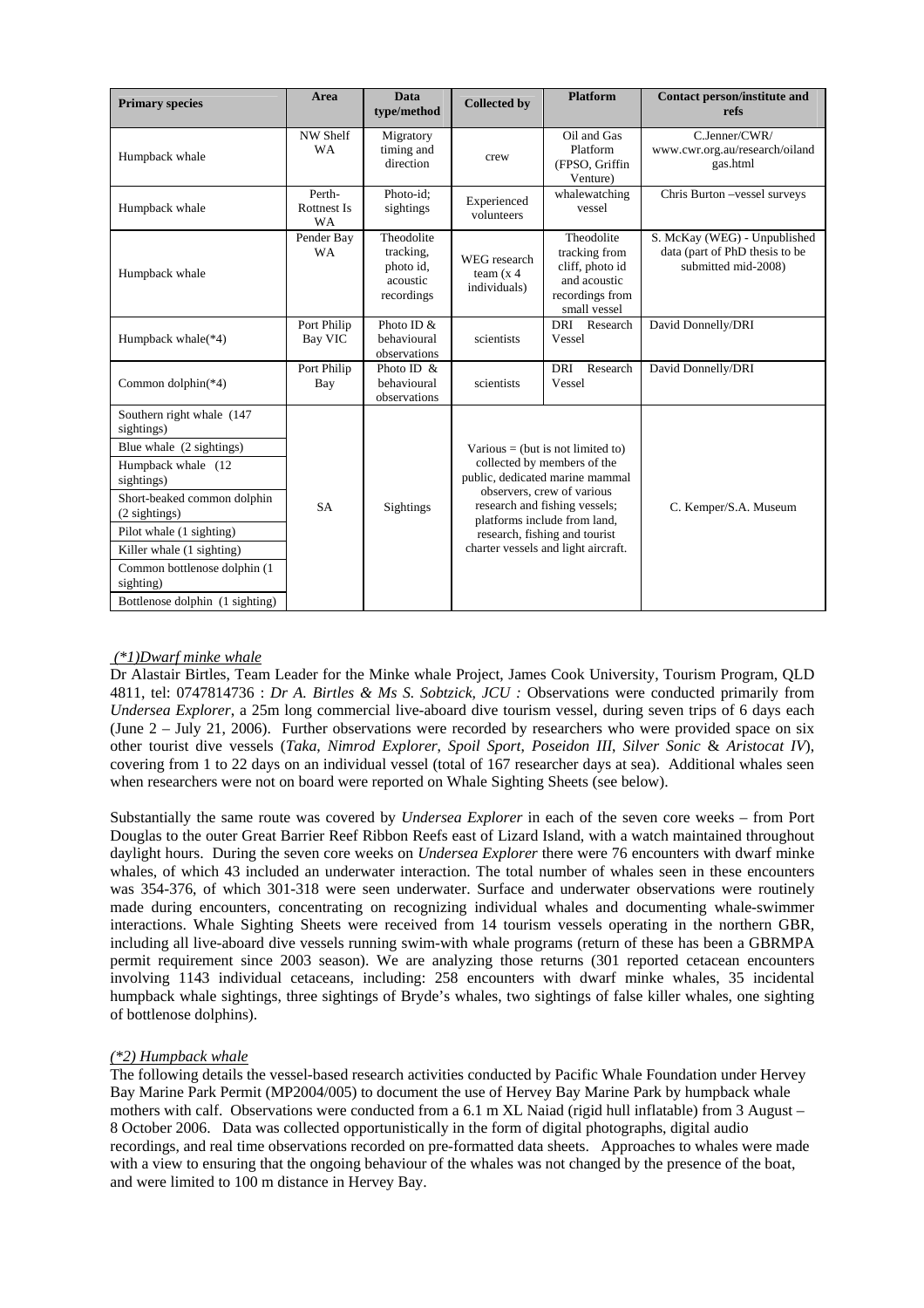| Primary species | Area | Data type/method | Collected by | Platform | Contact person/institute and refs |
|---|---|---|---|---|---|
| Humpback whale | NW Shelf WA | Migratory timing and direction | crew | Oil and Gas Platform (FPSO, Griffin Venture) | C.Jenner/CWR/ www.cwr.org.au/research/oiland gas.html |
| Humpback whale | Perth-Rottnest Is WA | Photo-id; sightings | Experienced volunteers | whalewatching vessel | Chris Burton –vessel surveys |
| Humpback whale | Pender Bay WA | Theodolite tracking, photo id, acoustic recordings | WEG research team (x 4 individuals) | Theodolite tracking from cliff, photo id and acoustic recordings from small vessel | S. McKay (WEG) - Unpublished data (part of PhD thesis to be submitted mid-2008) |
| Humpback whale(*4) | Port Philip Bay VIC | Photo ID & behavioural observations | scientists | DRI Research Vessel | David Donnelly/DRI |
| Common dolphin(*4) | Port Philip Bay | Photo ID & behavioural observations | scientists | DRI Research Vessel | David Donnelly/DRI |
| Southern right whale (147 sightings) | SA | Sightings | Various = (but is not limited to) collected by members of the public, dedicated marine mammal observers, crew of various research and fishing vessels; platforms include from land, research, fishing and tourist charter vessels and light aircraft. | | C. Kemper/S.A. Museum |
| Blue whale (2 sightings) | | | | | |
| Humpback whale (12 sightings) | | | | | |
| Short-beaked common dolphin (2 sightings) | | | | | |
| Pilot whale (1 sighting) | | | | | |
| Killer whale (1 sighting) | | | | | |
| Common bottlenose dolphin (1 sighting) | | | | | |
| Bottlenose dolphin (1 sighting) | | | | | |

*(*1)Dwarf minke whale*

Dr Alastair Birtles, Team Leader for the Minke whale Project, James Cook University, Tourism Program, QLD 4811, tel: 0747814736 : *Dr A. Birtles & Ms S. Sobtzick, JCU :* Observations were conducted primarily from *Undersea Explorer*, a 25m long commercial live-aboard dive tourism vessel, during seven trips of 6 days each (June 2 – July 21, 2006). Further observations were recorded by researchers who were provided space on six other tourist dive vessels (*Taka*, *Nimrod Explorer*, *Spoil Sport*, *Poseidon III*, *Silver Sonic* & *Aristocat IV*), covering from 1 to 22 days on an individual vessel (total of 167 researcher days at sea). Additional whales seen when researchers were not on board were reported on Whale Sighting Sheets (see below).

Substantially the same route was covered by *Undersea Explorer* in each of the seven core weeks – from Port Douglas to the outer Great Barrier Reef Ribbon Reefs east of Lizard Island, with a watch maintained throughout daylight hours. During the seven core weeks on *Undersea Explorer* there were 76 encounters with dwarf minke whales, of which 43 included an underwater interaction. The total number of whales seen in these encounters was 354-376, of which 301-318 were seen underwater. Surface and underwater observations were routinely made during encounters, concentrating on recognizing individual whales and documenting whale-swimmer interactions. Whale Sighting Sheets were received from 14 tourism vessels operating in the northern GBR, including all live-aboard dive vessels running swim-with whale programs (return of these has been a GBRMPA permit requirement since 2003 season). We are analyzing those returns (301 reported cetacean encounters involving 1143 individual cetaceans, including: 258 encounters with dwarf minke whales, 35 incidental humpback whale sightings, three sightings of Bryde's whales, two sightings of false killer whales, one sighting of bottlenose dolphins).

*(*2) Humpback whale*

The following details the vessel-based research activities conducted by Pacific Whale Foundation under Hervey Bay Marine Park Permit (MP2004/005) to document the use of Hervey Bay Marine Park by humpback whale mothers with calf. Observations were conducted from a 6.1 m XL Naiad (rigid hull inflatable) from 3 August – 8 October 2006. Data was collected opportunistically in the form of digital photographs, digital audio recordings, and real time observations recorded on pre-formatted data sheets. Approaches to whales were made with a view to ensuring that the ongoing behaviour of the whales was not changed by the presence of the boat, and were limited to 100 m distance in Hervey Bay.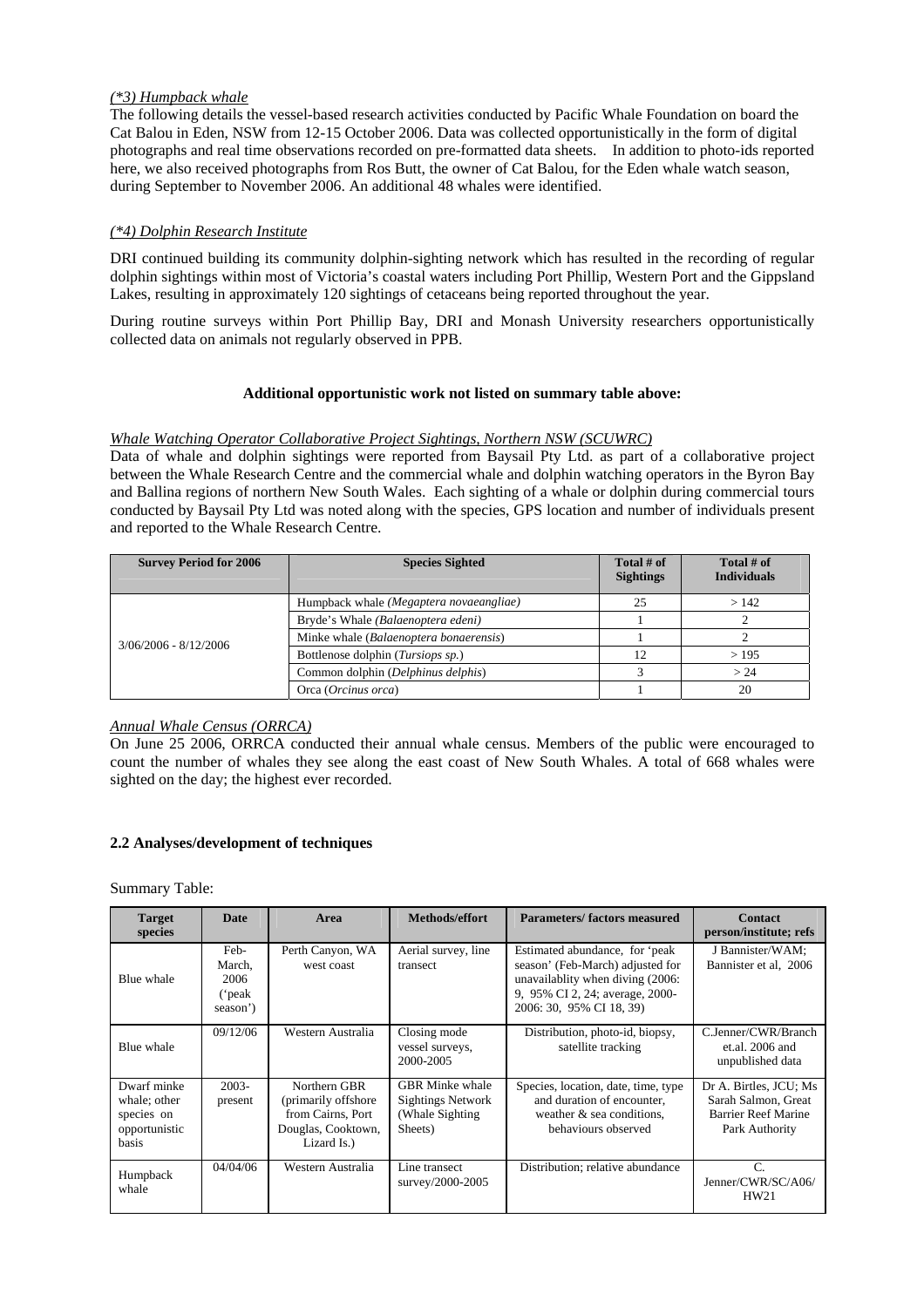*(*3) Humpback whale*

The following details the vessel-based research activities conducted by Pacific Whale Foundation on board the Cat Balou in Eden, NSW from 12-15 October 2006. Data was collected opportunistically in the form of digital photographs and real time observations recorded on pre-formatted data sheets. In addition to photo-ids reported here, we also received photographs from Ros Butt, the owner of Cat Balou, for the Eden whale watch season, during September to November 2006. An additional 48 whales were identified.

*(*4) Dolphin Research Institute*

DRI continued building its community dolphin-sighting network which has resulted in the recording of regular dolphin sightings within most of Victoria's coastal waters including Port Phillip, Western Port and the Gippsland Lakes, resulting in approximately 120 sightings of cetaceans being reported throughout the year.

During routine surveys within Port Phillip Bay, DRI and Monash University researchers opportunistically collected data on animals not regularly observed in PPB.

**Additional opportunistic work not listed on summary table above:**

*Whale Watching Operator Collaborative Project Sightings, Northern NSW (SCUWRC)*

Data of whale and dolphin sightings were reported from Baysail Pty Ltd. as part of a collaborative project between the Whale Research Centre and the commercial whale and dolphin watching operators in the Byron Bay and Ballina regions of northern New South Wales. Each sighting of a whale or dolphin during commercial tours conducted by Baysail Pty Ltd was noted along with the species, GPS location and number of individuals present and reported to the Whale Research Centre.

| Survey Period for 2006 | Species Sighted | Total # of Sightings | Total # of Individuals |
|---|---|---|---|
| 3/06/2006 - 8/12/2006 | Humpback whale *(Megaptera novaeangliae)* | 25 | > 142 |
| | Bryde's Whale *(Balaenoptera edeni)* | 1 | 2 |
| | Minke whale (*Balaenoptera bonaerensis*) | 1 | 2 |
| | Bottlenose dolphin (*Tursiops sp.*) | 12 | > 195 |
| | Common dolphin (*Delphinus delphis*) | 3 | > 24 |
| | Orca (*Orcinus orca*) | 1 | 20 |

*Annual Whale Census (ORRCA)*

On June 25 2006, ORRCA conducted their annual whale census. Members of the public were encouraged to count the number of whales they see along the east coast of New South Whales. A total of 668 whales were sighted on the day; the highest ever recorded.

### 2.2 Analyses/development of techniques

Summary Table:

| Target species | Date | Area | Methods/effort | Parameters/ factors measured | Contact person/institute; refs |
|---|---|---|---|---|---|
| Blue whale | Feb-March, 2006 ('peak season') | Perth Canyon, WA west coast | Aerial survey, line transect | Estimated abundance, for 'peak season' (Feb-March) adjusted for unavailablity when diving (2006: 9, 95% CI 2, 24; average, 2000-2006: 30, 95% CI 18, 39) | J Bannister/WAM; Bannister et al, 2006 |
| Blue whale | 09/12/06 | Western Australia | Closing mode vessel surveys, 2000-2005 | Distribution, photo-id, biopsy, satellite tracking | C.Jenner/CWR/Branch et.al. 2006 and unpublished data |
| Dwarf minke whale; other species on opportunistic basis | 2003-present | Northern GBR (primarily offshore from Cairns, Port Douglas, Cooktown, Lizard Is.) | GBR Minke whale Sightings Network (Whale Sighting Sheets) | Species, location, date, time, type and duration of encounter, weather & sea conditions, behaviours observed | Dr A. Birtles, JCU; Ms Sarah Salmon, Great Barrier Reef Marine Park Authority |
| Humpback whale | 04/04/06 | Western Australia | Line transect survey/2000-2005 | Distribution; relative abundance | C. Jenner/CWR/SC/A06/HW21 |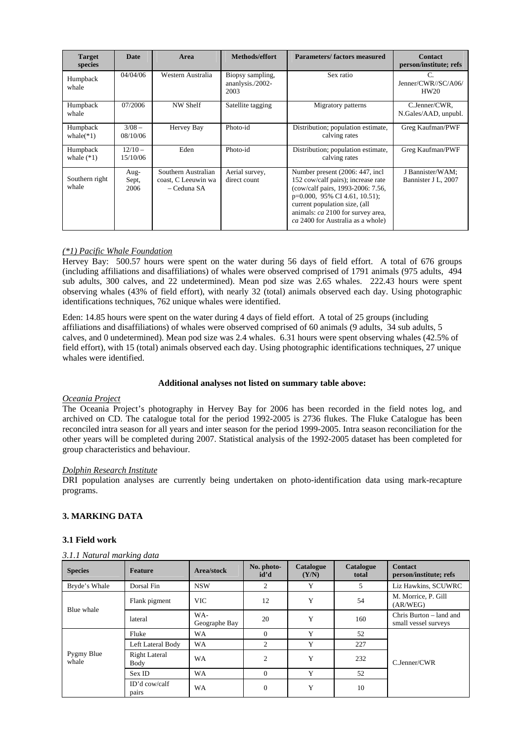| Target species | Date | Area | Methods/effort | Parameters/ factors measured | Contact person/institute; refs |
|---|---|---|---|---|---|
| Humpback whale | 04/04/06 | Western Australia | Biopsy sampling, ananlysis./2002-2003 | Sex ratio | C. Jenner/CWR//SC/A06/HW20 |
| Humpback whale | 07/2006 | NW Shelf | Satellite tagging | Migratory patterns | C.Jenner/CWR, N.Gales/AAD, unpubl. |
| Humpback whale(*1) | 3/08 – 08/10/06 | Hervey Bay | Photo-id | Distribution; population estimate, calving rates | Greg Kaufman/PWF |
| Humpback whale (*1) | 12/10 – 15/10/06 | Eden | Photo-id | Distribution; population estimate, calving rates | Greg Kaufman/PWF |
| Southern right whale | Aug-Sept, 2006 | Southern Australian coast, C Leeuwin wa – Ceduna SA | Aerial survey, direct count | Number present (2006: 447, incl 152 cow/calf pairs); increase rate (cow/calf pairs, 1993-2006: 7.56, p=0.000, 95% CI 4.61, 10.51); current population size, (all animals: *ca* 2100 for survey area, *ca* 2400 for Australia as a whole) | J Bannister/WAM; Bannister J L, 2007 |

*(*1) Pacific Whale Foundation*

Hervey Bay: 500.57 hours were spent on the water during 56 days of field effort. A total of 676 groups (including affiliations and disaffiliations) of whales were observed comprised of 1791 animals (975 adults, 494 sub adults, 300 calves, and 22 undetermined). Mean pod size was 2.65 whales. 222.43 hours were spent observing whales (43% of field effort), with nearly 32 (total) animals observed each day. Using photographic identifications techniques, 762 unique whales were identified.

Eden: 14.85 hours were spent on the water during 4 days of field effort. A total of 25 groups (including affiliations and disaffiliations) of whales were observed comprised of 60 animals (9 adults, 34 sub adults, 5 calves, and 0 undetermined). Mean pod size was 2.4 whales. 6.31 hours were spent observing whales (42.5% of field effort), with 15 (total) animals observed each day. Using photographic identifications techniques, 27 unique whales were identified.

**Additional analyses not listed on summary table above:**

*Oceania Project*

The Oceania Project's photography in Hervey Bay for 2006 has been recorded in the field notes log, and archived on CD. The catalogue total for the period 1992-2005 is 2736 flukes. The Fluke Catalogue has been reconciled intra season for all years and inter season for the period 1999-2005. Intra season reconciliation for the other years will be completed during 2007. Statistical analysis of the 1992-2005 dataset has been completed for group characteristics and behaviour.

*Dolphin Research Institute*

DRI population analyses are currently being undertaken on photo-identification data using mark-recapture programs.

## 3. MARKING DATA

### 3.1 Field work

*3.1.1 Natural marking data*

| Species | Feature | Area/stock | No. photo-id'd | Catalogue (Y/N) | Catalogue total | Contact person/institute; refs |
|---|---|---|---|---|---|---|
| Bryde's Whale | Dorsal Fin | NSW | 2 | Y | 5 | Liz Hawkins, SCUWRC |
| Blue whale | Flank pigment | VIC | 12 | Y | 54 | M. Morrice, P. Gill (AR/WEG) |
| | lateral | WA- Geographe Bay | 20 | Y | 160 | Chris Burton – land and small vessel surveys |
| Pygmy Blue whale | Fluke | WA | 0 | Y | 52 | C.Jenner/CWR |
| | Left Lateral Body | WA | 2 | Y | 227 | |
| | Right Lateral Body | WA | 2 | Y | 232 | |
| | Sex ID | WA | 0 | Y | 52 | |
| | ID'd cow/calf pairs | WA | 0 | Y | 10 | |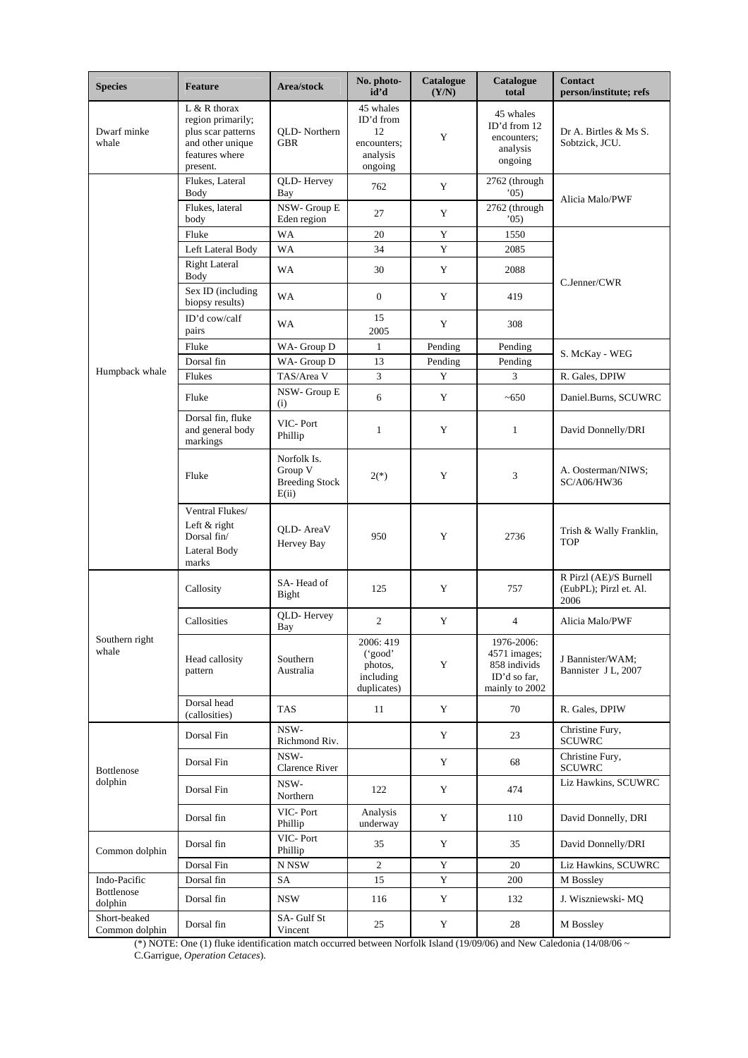| Species | Feature | Area/stock | No. photo-id'd | Catalogue (Y/N) | Catalogue total | Contact person/institute; refs |
|---|---|---|---|---|---|---|
| Dwarf minke whale | L & R thorax region primarily; plus scar patterns and other unique features where present. | QLD- Northern GBR | 45 whales ID'd from 12 encounters; analysis ongoing | Y | 45 whales ID'd from 12 encounters; analysis ongoing | Dr A. Birtles & Ms S. Sobtzick, JCU. |
| Humpback whale | Flukes, Lateral Body | QLD- Hervey Bay | 762 | Y | 2762 (through '05) | Alicia Malo/PWF |
| | Flukes, lateral body | NSW- Group E Eden region | 27 | Y | 2762 (through '05) | |
| | Fluke | WA | 20 | Y | 1550 | C.Jenner/CWR |
| | Left Lateral Body | WA | 34 | Y | 2085 | |
| | Right Lateral Body | WA | 30 | Y | 2088 | |
| | Sex ID (including biopsy results) | WA | 0 | Y | 419 | |
| | ID'd cow/calf pairs | WA | 15 2005 | Y | 308 | |
| | Fluke | WA- Group D | 1 | Pending | Pending | S. McKay - WEG |
| | Dorsal fin | WA- Group D | 13 | Pending | Pending | |
| | Flukes | TAS/Area V | 3 | Y | 3 | R. Gales, DPIW |
| | Fluke | NSW- Group E (i) | 6 | Y | ~650 | Daniel.Burns, SCUWRC |
| | Dorsal fin, fluke and general body markings | VIC- Port Phillip | 1 | Y | 1 | David Donnelly/DRI |
| | Fluke | Norfolk Is. Group V Breeding Stock E(ii) | 2(*) | Y | 3 | A. Oosterman/NIWS; SC/A06/HW36 |
| | Ventral Flukes/ Left & right Dorsal fin/ Lateral Body marks | QLD- AreaV Hervey Bay | 950 | Y | 2736 | Trish & Wally Franklin, TOP |
| Southern right whale | Callosity | SA- Head of Bight | 125 | Y | 757 | R Pirzl (AE)/S Burnell (EubPL); Pirzl et. Al. 2006 |
| | Callosities | QLD- Hervey Bay | 2 | Y | 4 | Alicia Malo/PWF |
| | Head callosity pattern | Southern Australia | 2006: 419 ('good' photos, including duplicates) | Y | 1976-2006: 4571 images; 858 individs ID'd so far, mainly to 2002 | J Bannister/WAM; Bannister J L, 2007 |
| | Dorsal head (callosities) | TAS | 11 | Y | 70 | R. Gales, DPIW |
| Bottlenose dolphin | Dorsal Fin | NSW- Richmond Riv. | | Y | 23 | Christine Fury, SCUWRC |
| | Dorsal Fin | NSW- Clarence River | | Y | 68 | Christine Fury, SCUWRC |
| | Dorsal Fin | NSW- Northern | 122 | Y | 474 | Liz Hawkins, SCUWRC |
| | Dorsal fin | VIC- Port Phillip | Analysis underway | Y | 110 | David Donnelly, DRI |
| Common dolphin | Dorsal fin | VIC- Port Phillip | 35 | Y | 35 | David Donnelly/DRI |
| | Dorsal Fin | N NSW | 2 | Y | 20 | Liz Hawkins, SCUWRC |
| Indo-Pacific Bottlenose dolphin | Dorsal fin | SA | 15 | Y | 200 | M Bossley |
| | Dorsal fin | NSW | 116 | Y | 132 | J. Wiszniewski- MQ |
| Short-beaked Common dolphin | Dorsal fin | SA- Gulf St Vincent | 25 | Y | 28 | M Bossley |

(*) NOTE: One (1) fluke identification match occurred between Norfolk Island (19/09/06) and New Caledonia (14/08/06 ~ C.Garrigue, *Operation Cetaces*).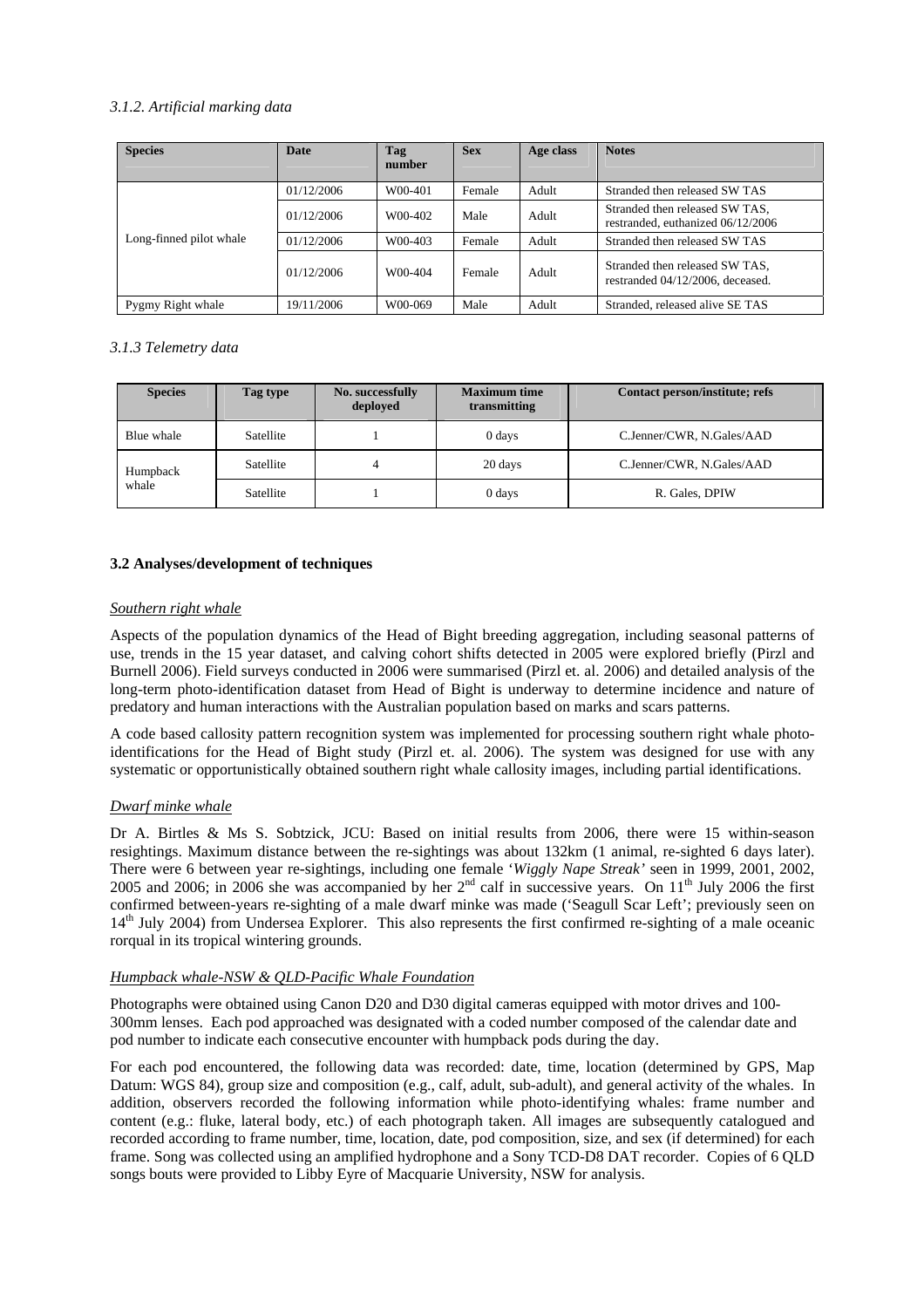*3.1.2. Artificial marking data*

| Species | Date | Tag number | Sex | Age class | Notes |
|---|---|---|---|---|---|
| Long-finned pilot whale | 01/12/2006 | W00-401 | Female | Adult | Stranded then released SW TAS |
| | 01/12/2006 | W00-402 | Male | Adult | Stranded then released SW TAS, restranded, euthanized 06/12/2006 |
| | 01/12/2006 | W00-403 | Female | Adult | Stranded then released SW TAS |
| | 01/12/2006 | W00-404 | Female | Adult | Stranded then released SW TAS, restranded 04/12/2006, deceased. |
| Pygmy Right whale | 19/11/2006 | W00-069 | Male | Adult | Stranded, released alive SE TAS |

*3.1.3 Telemetry data*

| Species | Tag type | No. successfully deployed | Maximum time transmitting | Contact person/institute; refs |
|---|---|---|---|---|
| Blue whale | Satellite | 1 | 0 days | C.Jenner/CWR, N.Gales/AAD |
| Humpback whale | Satellite | 4 | 20 days | C.Jenner/CWR, N.Gales/AAD |
| | Satellite | 1 | 0 days | R. Gales, DPIW |

**3.2 Analyses/development of techniques**

*Southern right whale*

Aspects of the population dynamics of the Head of Bight breeding aggregation, including seasonal patterns of use, trends in the 15 year dataset, and calving cohort shifts detected in 2005 were explored briefly (Pirzl and Burnell 2006). Field surveys conducted in 2006 were summarised (Pirzl et. al. 2006) and detailed analysis of the long-term photo-identification dataset from Head of Bight is underway to determine incidence and nature of predatory and human interactions with the Australian population based on marks and scars patterns.

A code based callosity pattern recognition system was implemented for processing southern right whale photo-identifications for the Head of Bight study (Pirzl et. al. 2006). The system was designed for use with any systematic or opportunistically obtained southern right whale callosity images, including partial identifications.

*Dwarf minke whale*

Dr A. Birtles & Ms S. Sobtzick, JCU: Based on initial results from 2006, there were 15 within-season resightings. Maximum distance between the re-sightings was about 132km (1 animal, re-sighted 6 days later). There were 6 between year re-sightings, including one female '*Wiggly Nape Streak*' seen in 1999, 2001, 2002, 2005 and 2006; in 2006 she was accompanied by her 2nd calf in successive years. On 11th July 2006 the first confirmed between-years re-sighting of a male dwarf minke was made ('Seagull Scar Left'; previously seen on 14th July 2004) from Undersea Explorer. This also represents the first confirmed re-sighting of a male oceanic rorqual in its tropical wintering grounds.

*Humpback whale-NSW & QLD-Pacific Whale Foundation*

Photographs were obtained using Canon D20 and D30 digital cameras equipped with motor drives and 100-300mm lenses. Each pod approached was designated with a coded number composed of the calendar date and pod number to indicate each consecutive encounter with humpback pods during the day.

For each pod encountered, the following data was recorded: date, time, location (determined by GPS, Map Datum: WGS 84), group size and composition (e.g., calf, adult, sub-adult), and general activity of the whales. In addition, observers recorded the following information while photo-identifying whales: frame number and content (e.g.: fluke, lateral body, etc.) of each photograph taken. All images are subsequently catalogued and recorded according to frame number, time, location, date, pod composition, size, and sex (if determined) for each frame. Song was collected using an amplified hydrophone and a Sony TCD-D8 DAT recorder. Copies of 6 QLD songs bouts were provided to Libby Eyre of Macquarie University, NSW for analysis.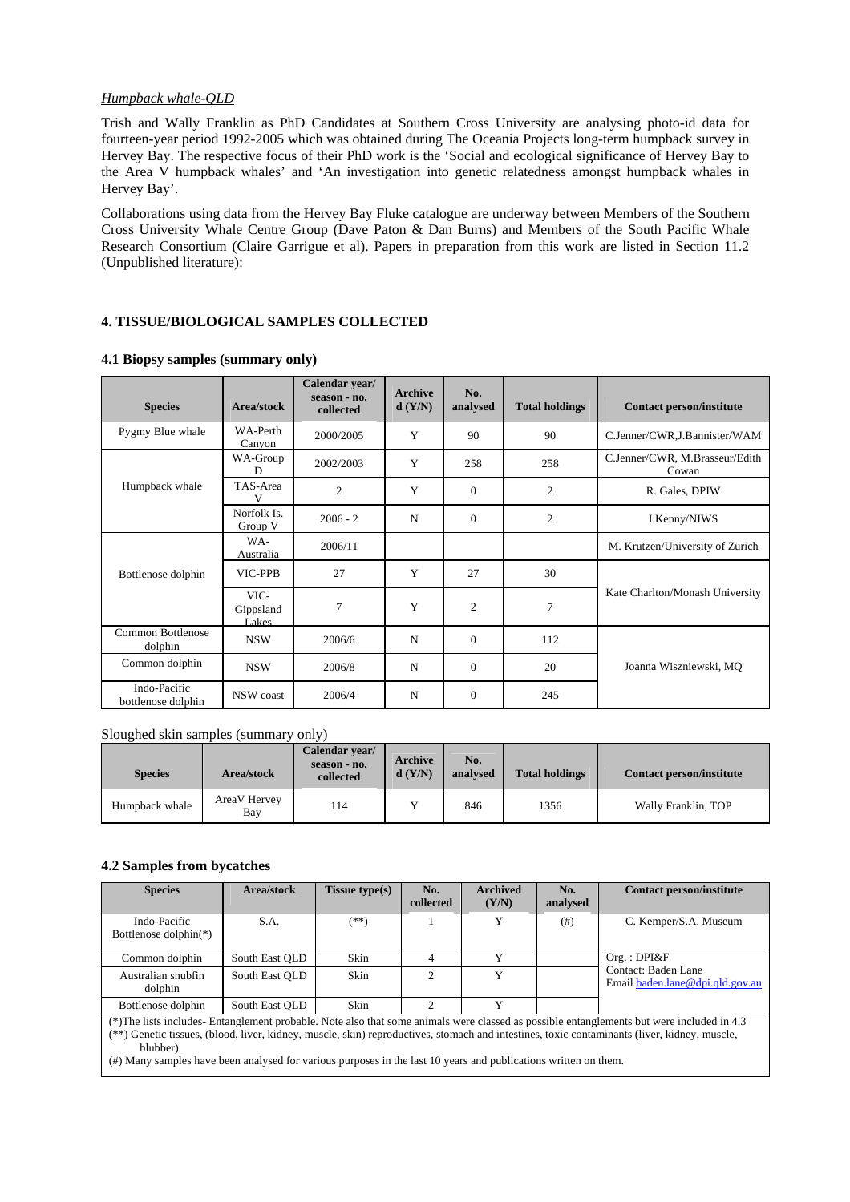*Humpback whale-QLD*

Trish and Wally Franklin as PhD Candidates at Southern Cross University are analysing photo-id data for fourteen-year period 1992-2005 which was obtained during The Oceania Projects long-term humpback survey in Hervey Bay. The respective focus of their PhD work is the 'Social and ecological significance of Hervey Bay to the Area V humpback whales' and 'An investigation into genetic relatedness amongst humpback whales in Hervey Bay'.

Collaborations using data from the Hervey Bay Fluke catalogue are underway between Members of the Southern Cross University Whale Centre Group (Dave Paton & Dan Burns) and Members of the South Pacific Whale Research Consortium (Claire Garrigue et al). Papers in preparation from this work are listed in Section 11.2 (Unpublished literature):

## 4. TISSUE/BIOLOGICAL SAMPLES COLLECTED

### 4.1 Biopsy samples (summary only)

| Species | Area/stock | Calendar year/ season - no. collected | Archived (Y/N) | No. analysed | Total holdings | Contact person/institute |
|---|---|---|---|---|---|---|
| Pygmy Blue whale | WA-Perth Canyon | 2000/2005 | Y | 90 | 90 | C.Jenner/CWR,J.Bannister/WAM |
| Humpback whale | WA-Group D | 2002/2003 | Y | 258 | 258 | C.Jenner/CWR, M.Brasseur/Edith Cowan |
| | TAS-Area V | 2 | Y | 0 | 2 | R. Gales, DPIW |
| | Norfolk Is. Group V | 2006 - 2 | N | 0 | 2 | I.Kenny/NIWS |
| Bottlenose dolphin | WA-Australia | 2006/11 | | | | M. Krutzen/University of Zurich |
| | VIC-PPB | 27 | Y | 27 | 30 | Kate Charlton/Monash University |
| | VIC-Gippsland Lakes | 7 | Y | 2 | 7 | |
| Common Bottlenose dolphin | NSW | 2006/6 | N | 0 | 112 | Joanna Wiszniewski, MQ |
| Common dolphin | NSW | 2006/8 | N | 0 | 20 | |
| Indo-Pacific bottlenose dolphin | NSW coast | 2006/4 | N | 0 | 245 | |

Sloughed skin samples (summary only)

| Species | Area/stock | Calendar year/ season - no. collected | Archived (Y/N) | No. analysed | Total holdings | Contact person/institute |
|---|---|---|---|---|---|---|
| Humpback whale | AreaV Hervey Bay | 114 | Y | 846 | 1356 | Wally Franklin, TOP |

### 4.2 Samples from bycatches

| Species | Area/stock | Tissue type(s) | No. collected | Archived (Y/N) | No. analysed | Contact person/institute |
|---|---|---|---|---|---|---|
| Indo-Pacific Bottlenose dolphin(*) | S.A. | (**) | 1 | Y | (#) | C. Kemper/S.A. Museum |
| Common dolphin | South East QLD | Skin | 4 | Y | | Org. : DPI&F Contact: Baden Lane Email baden.lane@dpi.qld.gov.au |
| Australian snubfin dolphin | South East QLD | Skin | 2 | Y | | |
| Bottlenose dolphin | South East QLD | Skin | 2 | Y | | |

(*)The lists includes- Entanglement probable. Note also that some animals were classed as possible entanglements but were included in 4.3
(**) Genetic tissues, (blood, liver, kidney, muscle, skin) reproductives, stomach and intestines, toxic contaminants (liver, kidney, muscle, blubber)
(#) Many samples have been analysed for various purposes in the last 10 years and publications written on them.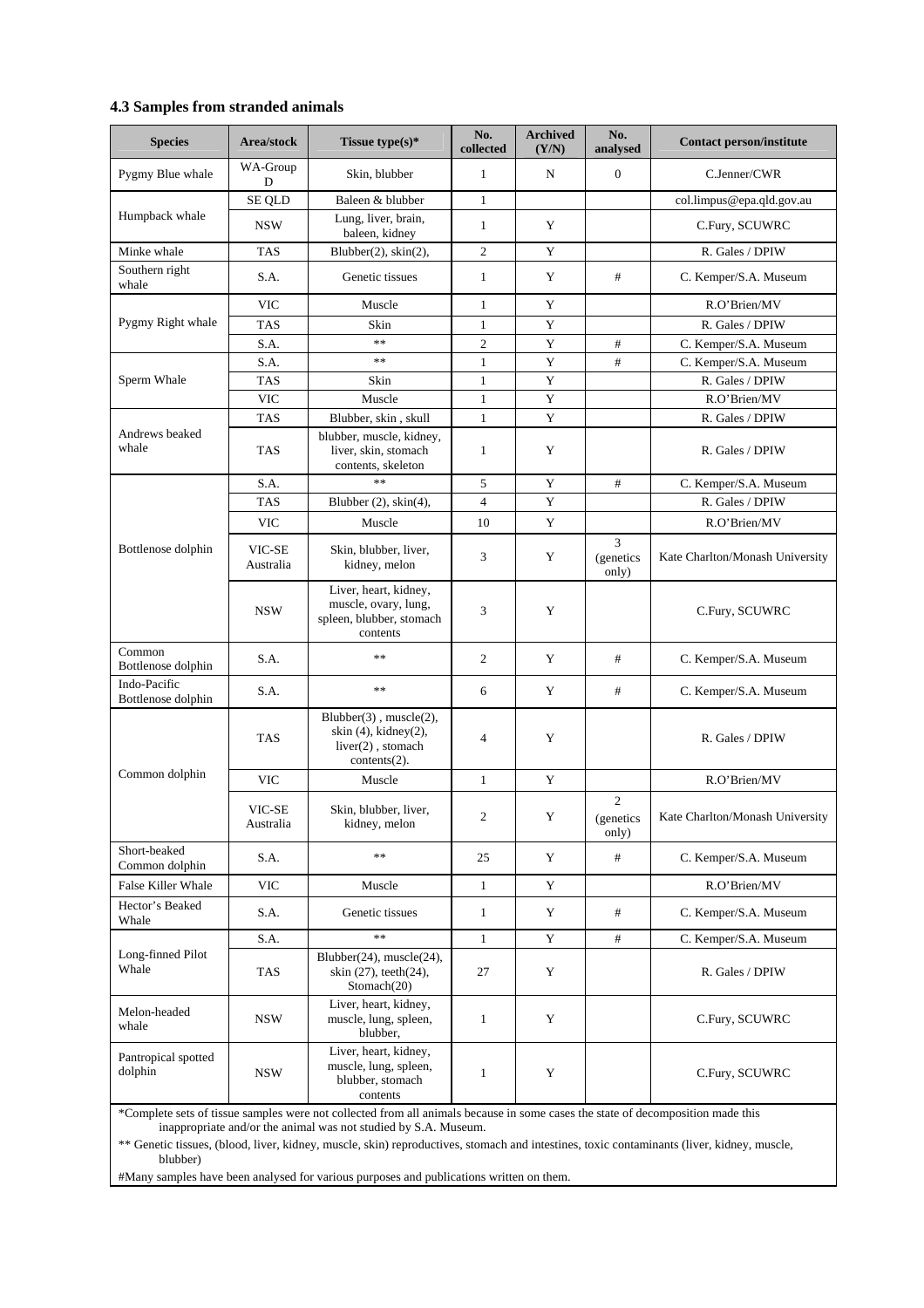### 4.3 Samples from stranded animals

| Species | Area/stock | Tissue type(s)* | No. collected | Archived (Y/N) | No. analysed | Contact person/institute |
|---|---|---|---|---|---|---|
| Pygmy Blue whale | WA-Group D | Skin, blubber | 1 | N | 0 | C.Jenner/CWR |
| Humpback whale | SE QLD | Baleen & blubber | 1 | | | col.limpus@epa.qld.gov.au |
| | NSW | Lung, liver, brain, baleen, kidney | 1 | Y | | C.Fury, SCUWRC |
| Minke whale | TAS | Blubber(2), skin(2), | 2 | Y | | R. Gales / DPIW |
| Southern right whale | S.A. | Genetic tissues | 1 | Y | # | C. Kemper/S.A. Museum |
| Pygmy Right whale | VIC | Muscle | 1 | Y | | R.O'Brien/MV |
| | TAS | Skin | 1 | Y | | R. Gales / DPIW |
| | S.A. | ** | 2 | Y | # | C. Kemper/S.A. Museum |
| Sperm Whale | S.A. | ** | 1 | Y | # | C. Kemper/S.A. Museum |
| | TAS | Skin | 1 | Y | | R. Gales / DPIW |
| | VIC | Muscle | 1 | Y | | R.O'Brien/MV |
| Andrews beaked whale | TAS | Blubber, skin , skull | 1 | Y | | R. Gales / DPIW |
| | TAS | blubber, muscle, kidney, liver, skin, stomach contents, skeleton | 1 | Y | | R. Gales / DPIW |
| Bottlenose dolphin | S.A. | ** | 5 | Y | # | C. Kemper/S.A. Museum |
| | TAS | Blubber (2), skin(4), | 4 | Y | | R. Gales / DPIW |
| | VIC | Muscle | 10 | Y | | R.O'Brien/MV |
| | VIC-SE Australia | Skin, blubber, liver, kidney, melon | 3 | Y | 3 (genetics only) | Kate Charlton/Monash University |
| | NSW | Liver, heart, kidney, muscle, ovary, lung, spleen, blubber, stomach contents | 3 | Y | | C.Fury, SCUWRC |
| Common Bottlenose dolphin | S.A. | ** | 2 | Y | # | C. Kemper/S.A. Museum |
| Indo-Pacific Bottlenose dolphin | S.A. | ** | 6 | Y | # | C. Kemper/S.A. Museum |
| Common dolphin | TAS | Blubber(3) , muscle(2), skin (4), kidney(2), liver(2) , stomach contents(2). | 4 | Y | | R. Gales / DPIW |
| | VIC | Muscle | 1 | Y | | R.O'Brien/MV |
| | VIC-SE Australia | Skin, blubber, liver, kidney, melon | 2 | Y | 2 (genetics only) | Kate Charlton/Monash University |
| Short-beaked Common dolphin | S.A. | ** | 25 | Y | # | C. Kemper/S.A. Museum |
| False Killer Whale | VIC | Muscle | 1 | Y | | R.O'Brien/MV |
| Hector's Beaked Whale | S.A. | Genetic tissues | 1 | Y | # | C. Kemper/S.A. Museum |
| Long-finned Pilot Whale | S.A. | ** | 1 | Y | # | C. Kemper/S.A. Museum |
| | TAS | Blubber(24), muscle(24), skin (27), teeth(24), Stomach(20) | 27 | Y | | R. Gales / DPIW |
| Melon-headed whale | NSW | Liver, heart, kidney, muscle, lung, spleen, blubber, | 1 | Y | | C.Fury, SCUWRC |
| Pantropical spotted dolphin | NSW | Liver, heart, kidney, muscle, lung, spleen, blubber, stomach contents | 1 | Y | | C.Fury, SCUWRC |

*Complete sets of tissue samples were not collected from all animals because in some cases the state of decomposition made this inappropriate and/or the animal was not studied by S.A. Museum.

** Genetic tissues, (blood, liver, kidney, muscle, skin) reproductives, stomach and intestines, toxic contaminants (liver, kidney, muscle, blubber)

#Many samples have been analysed for various purposes and publications written on them.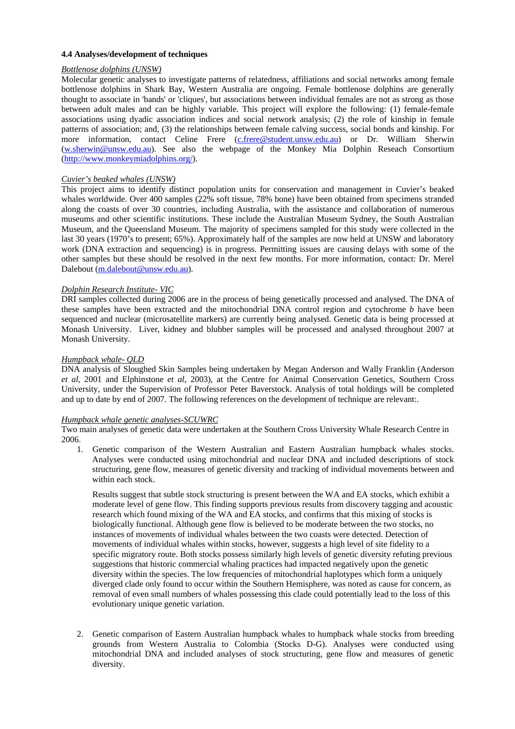### 4.4 Analyses/development of techniques

*Bottlenose dolphins (UNSW)*

Molecular genetic analyses to investigate patterns of relatedness, affiliations and social networks among female bottlenose dolphins in Shark Bay, Western Australia are ongoing. Female bottlenose dolphins are generally thought to associate in 'bands' or 'cliques', but associations between individual females are not as strong as those between adult males and can be highly variable. This project will explore the following: (1) female-female associations using dyadic association indices and social network analysis; (2) the role of kinship in female patterns of association; and, (3) the relationships between female calving success, social bonds and kinship. For more information, contact Celine Frere (c.frere@student.unsw.edu.au) or Dr. William Sherwin (w.sherwin@unsw.edu.au). See also the webpage of the Monkey Mia Dolphin Reseach Consortium (http://www.monkeymiadolphins.org/).

*Cuvier's beaked whales (UNSW)*

This project aims to identify distinct population units for conservation and management in Cuvier's beaked whales worldwide. Over 400 samples (22% soft tissue, 78% bone) have been obtained from specimens stranded along the coasts of over 30 countries, including Australia, with the assistance and collaboration of numerous museums and other scientific institutions. These include the Australian Museum Sydney, the South Australian Museum, and the Queensland Museum. The majority of specimens sampled for this study were collected in the last 30 years (1970's to present; 65%). Approximately half of the samples are now held at UNSW and laboratory work (DNA extraction and sequencing) is in progress. Permitting issues are causing delays with some of the other samples but these should be resolved in the next few months. For more information, contact: Dr. Merel Dalebout (m.dalebout@unsw.edu.au).

*Dolphin Research Institute- VIC*

DRI samples collected during 2006 are in the process of being genetically processed and analysed. The DNA of these samples have been extracted and the mitochondrial DNA control region and cytochrome *b* have been sequenced and nuclear (microsatellite markers) are currently being analysed. Genetic data is being processed at Monash University. Liver, kidney and blubber samples will be processed and analysed throughout 2007 at Monash University.

*Humpback whale- QLD*

DNA analysis of Sloughed Skin Samples being undertaken by Megan Anderson and Wally Franklin (Anderson *et al*, 2001 and Elphinstone *et al*, 2003), at the Centre for Animal Conservation Genetics, Southern Cross University, under the Supervision of Professor Peter Baverstock. Analysis of total holdings will be completed and up to date by end of 2007. The following references on the development of technique are relevant:.

*Humpback whale genetic analyses-SCUWRC*

Two main analyses of genetic data were undertaken at the Southern Cross University Whale Research Centre in 2006.

1. Genetic comparison of the Western Australian and Eastern Australian humpback whales stocks. Analyses were conducted using mitochondrial and nuclear DNA and included descriptions of stock structuring, gene flow, measures of genetic diversity and tracking of individual movements between and within each stock.

   Results suggest that subtle stock structuring is present between the WA and EA stocks, which exhibit a moderate level of gene flow. This finding supports previous results from discovery tagging and acoustic research which found mixing of the WA and EA stocks, and confirms that this mixing of stocks is biologically functional. Although gene flow is believed to be moderate between the two stocks, no instances of movements of individual whales between the two coasts were detected. Detection of movements of individual whales within stocks, however, suggests a high level of site fidelity to a specific migratory route. Both stocks possess similarly high levels of genetic diversity refuting previous suggestions that historic commercial whaling practices had impacted negatively upon the genetic diversity within the species. The low frequencies of mitochondrial haplotypes which form a uniquely diverged clade only found to occur within the Southern Hemisphere, was noted as cause for concern, as removal of even small numbers of whales possessing this clade could potentially lead to the loss of this evolutionary unique genetic variation.

2. Genetic comparison of Eastern Australian humpback whales to humpback whale stocks from breeding grounds from Western Australia to Colombia (Stocks D-G). Analyses were conducted using mitochondrial DNA and included analyses of stock structuring, gene flow and measures of genetic diversity.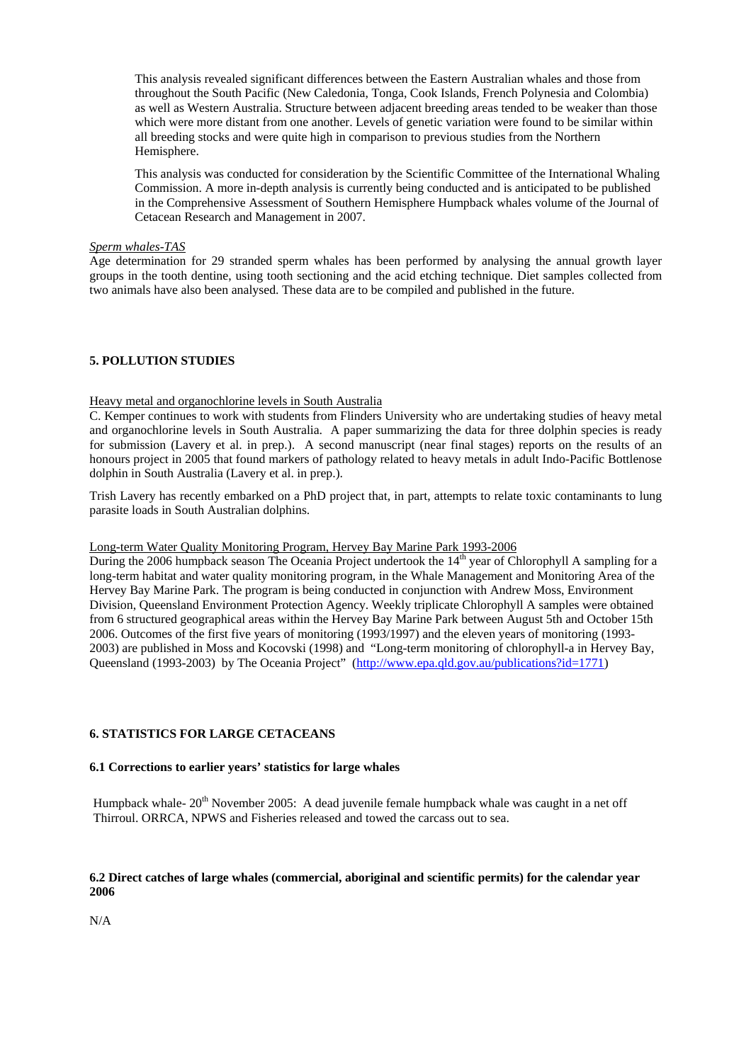This analysis revealed significant differences between the Eastern Australian whales and those from throughout the South Pacific (New Caledonia, Tonga, Cook Islands, French Polynesia and Colombia) as well as Western Australia. Structure between adjacent breeding areas tended to be weaker than those which were more distant from one another. Levels of genetic variation were found to be similar within all breeding stocks and were quite high in comparison to previous studies from the Northern Hemisphere.

This analysis was conducted for consideration by the Scientific Committee of the International Whaling Commission. A more in-depth analysis is currently being conducted and is anticipated to be published in the Comprehensive Assessment of Southern Hemisphere Humpback whales volume of the Journal of Cetacean Research and Management in 2007.

*Sperm whales-TAS*

Age determination for 29 stranded sperm whales has been performed by analysing the annual growth layer groups in the tooth dentine, using tooth sectioning and the acid etching technique. Diet samples collected from two animals have also been analysed. These data are to be compiled and published in the future.

## 5. POLLUTION STUDIES

Heavy metal and organochlorine levels in South Australia

C. Kemper continues to work with students from Flinders University who are undertaking studies of heavy metal and organochlorine levels in South Australia. A paper summarizing the data for three dolphin species is ready for submission (Lavery et al. in prep.). A second manuscript (near final stages) reports on the results of an honours project in 2005 that found markers of pathology related to heavy metals in adult Indo-Pacific Bottlenose dolphin in South Australia (Lavery et al. in prep.).

Trish Lavery has recently embarked on a PhD project that, in part, attempts to relate toxic contaminants to lung parasite loads in South Australian dolphins.

Long-term Water Quality Monitoring Program, Hervey Bay Marine Park 1993-2006

During the 2006 humpback season The Oceania Project undertook the 14th year of Chlorophyll A sampling for a long-term habitat and water quality monitoring program, in the Whale Management and Monitoring Area of the Hervey Bay Marine Park. The program is being conducted in conjunction with Andrew Moss, Environment Division, Queensland Environment Protection Agency. Weekly triplicate Chlorophyll A samples were obtained from 6 structured geographical areas within the Hervey Bay Marine Park between August 5th and October 15th 2006. Outcomes of the first five years of monitoring (1993/1997) and the eleven years of monitoring (1993-2003) are published in Moss and Kocovski (1998) and "Long-term monitoring of chlorophyll-a in Hervey Bay, Queensland (1993-2003) by The Oceania Project" (http://www.epa.qld.gov.au/publications?id=1771)

## 6. STATISTICS FOR LARGE CETACEANS

### 6.1 Corrections to earlier years' statistics for large whales

Humpback whale- 20th November 2005: A dead juvenile female humpback whale was caught in a net off Thirroul. ORRCA, NPWS and Fisheries released and towed the carcass out to sea.

### 6.2 Direct catches of large whales (commercial, aboriginal and scientific permits) for the calendar year 2006

N/A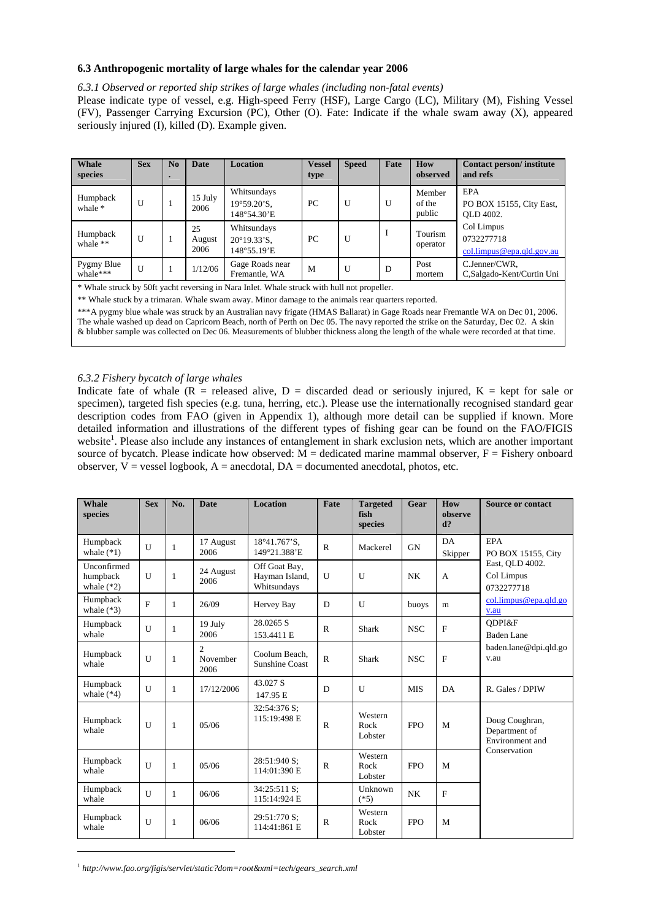### 6.3 Anthropogenic mortality of large whales for the calendar year 2006

*6.3.1 Observed or reported ship strikes of large whales (including non-fatal events)*

Please indicate type of vessel, e.g. High-speed Ferry (HSF), Large Cargo (LC), Military (M), Fishing Vessel (FV), Passenger Carrying Excursion (PC), Other (O). Fate: Indicate if the whale swam away (X), appeared seriously injured (I), killed (D). Example given.

| Whale species | Sex | No. | Date | Location | Vessel type | Speed | Fate | How observed | Contact person/ institute and refs |
|---|---|---|---|---|---|---|---|---|---|
| Humpback whale * | U | 1 | 15 July 2006 | Whitsundays 19°59.20'S, 148°54.30'E | PC | U | U | Member of the public | EPA PO BOX 15155, City East, QLD 4002. |
| Humpback whale ** | U | 1 | 25 August 2006 | Whitsundays 20°19.33'S, 148°55.19'E | PC | U | I | Tourism operator | Col Limpus 0732277718 col.limpus@epa.qld.gov.au |
| Pygmy Blue whale*** | U | 1 | 1/12/06 | Gage Roads near Fremantle, WA | M | U | D | Post mortem | C.Jenner/CWR, C,Salgado-Kent/Curtin Uni |

* Whale struck by 50ft yacht reversing in Nara Inlet. Whale struck with hull not propeller.

** Whale stuck by a trimaran. Whale swam away. Minor damage to the animals rear quarters reported.

***A pygmy blue whale was struck by an Australian navy frigate (HMAS Ballarat) in Gage Roads near Fremantle WA on Dec 01, 2006. The whale washed up dead on Capricorn Beach, north of Perth on Dec 05. The navy reported the strike on the Saturday, Dec 02. A skin & blubber sample was collected on Dec 06. Measurements of blubber thickness along the length of the whale were recorded at that time.

*6.3.2 Fishery bycatch of large whales*

Indicate fate of whale (R = released alive, D = discarded dead or seriously injured, K = kept for sale or specimen), targeted fish species (e.g. tuna, herring, etc.). Please use the internationally recognised standard gear description codes from FAO (given in Appendix 1), although more detail can be supplied if known. More detailed information and illustrations of the different types of fishing gear can be found on the FAO/FIGIS website[1]. Please also include any instances of entanglement in shark exclusion nets, which are another important source of bycatch. Please indicate how observed: M = dedicated marine mammal observer, F = Fishery onboard observer, V = vessel logbook, A = anecdotal, DA = documented anecdotal, photos, etc.

| Whale species | Sex | No. | Date | Location | Fate | Targeted fish species | Gear | How observed? | Source or contact |
|---|---|---|---|---|---|---|---|---|---|
| Humpback whale (*1) | U | 1 | 17 August 2006 | 18°41.767'S, 149°21.388'E | R | Mackerel | GN | DA Skipper | EPA PO BOX 15155, City East, QLD 4002. Col Limpus 0732277718 col.limpus@epa.qld.gov.au |
| Unconfirmed humpback whale (*2) | U | 1 | 24 August 2006 | Off Goat Bay, Hayman Island, Whitsundays | U | U | NK | A | |
| Humpback whale (*3) | F | 1 | 26/09 | Hervey Bay | D | U | buoys | m | |
| Humpback whale | U | 1 | 19 July 2006 | 28.0265 S 153.4411 E | R | Shark | NSC | F | QDPI&F Baden Lane baden.lane@dpi.qld.gov.au |
| Humpback whale | U | 1 | 2 November 2006 | Coolum Beach, Sunshine Coast | R | Shark | NSC | F | |
| Humpback whale (*4) | U | 1 | 17/12/2006 | 43.027 S 147.95 E | D | U | MIS | DA | R. Gales / DPIW |
| Humpback whale | U | 1 | 05/06 | 32:54:376 S; 115:19:498 E | R | Western Rock Lobster | FPO | M | Doug Coughran, Department of Environment and Conservation |
| Humpback whale | U | 1 | 05/06 | 28:51:940 S; 114:01:390 E | R | Western Rock Lobster | FPO | M | |
| Humpback whale | U | 1 | 06/06 | 34:25:511 S; 115:14:924 E | | Unknown (*5) | NK | F | |
| Humpback whale | U | 1 | 06/06 | 29:51:770 S; 114:41:861 E | R | Western Rock Lobster | FPO | M | |

[1] *http://www.fao.org/figis/servlet/static?dom=root&xml=tech/gears_search.xml*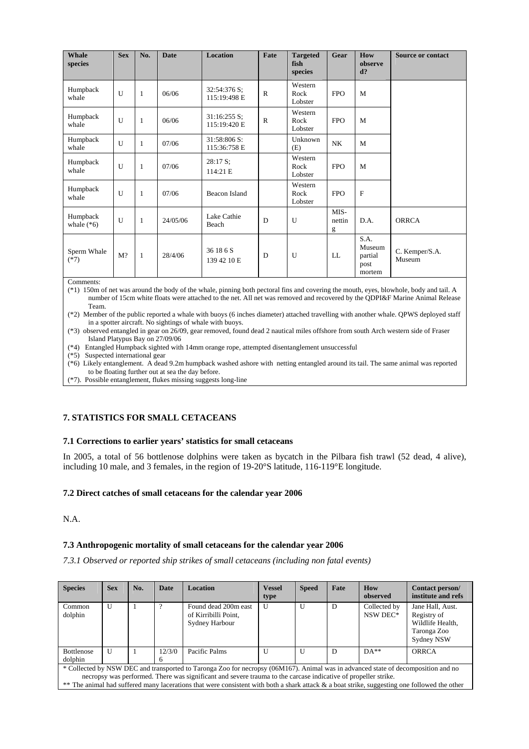| Whale species | Sex | No. | Date | Location | Fate | Targeted fish species | Gear | How observed? | Source or contact |
|---|---|---|---|---|---|---|---|---|---|
| Humpback whale | U | 1 | 06/06 | 32:54:376 S; 115:19:498 E | R | Western Rock Lobster | FPO | M | |
| Humpback whale | U | 1 | 06/06 | 31:16:255 S; 115:19:420 E | R | Western Rock Lobster | FPO | M | |
| Humpback whale | U | 1 | 07/06 | 31:58:806 S: 115:36:758 E | | Unknown (E) | NK | M | |
| Humpback whale | U | 1 | 07/06 | 28:17 S; 114:21 E | | Western Rock Lobster | FPO | M | |
| Humpback whale | U | 1 | 07/06 | Beacon Island | | Western Rock Lobster | FPO | F | |
| Humpback whale (*6) | U | 1 | 24/05/06 | Lake Cathie Beach | D | U | MIS-netting | D.A. | ORRCA |
| Sperm Whale (*7) | M? | 1 | 28/4/06 | 36 18 6 S 139 42 10 E | D | U | LL | S.A. Museum partial post mortem | C. Kemper/S.A. Museum |

Comments:

(*1) 150m of net was around the body of the whale, pinning both pectoral fins and covering the mouth, eyes, blowhole, body and tail. A number of 15cm white floats were attached to the net. All net was removed and recovered by the QDPI&F Marine Animal Release Team.

(*2) Member of the public reported a whale with buoys (6 inches diameter) attached travelling with another whale. QPWS deployed staff in a spotter aircraft. No sightings of whale with buoys.

(*3) observed entangled in gear on 26/09, gear removed, found dead 2 nautical miles offshore from south Arch western side of Fraser Island Platypus Bay on 27/09/06

(*4) Entangled Humpback sighted with 14mm orange rope, attempted disentanglement unsuccessful

(*5) Suspected international gear

(*6) Likely entanglement. A dead 9.2m humpback washed ashore with netting entangled around its tail. The same animal was reported to be floating further out at sea the day before.

(*7). Possible entanglement, flukes missing suggests long-line

## 7. STATISTICS FOR SMALL CETACEANS

### 7.1 Corrections to earlier years' statistics for small cetaceans

In 2005, a total of 56 bottlenose dolphins were taken as bycatch in the Pilbara fish trawl (52 dead, 4 alive), including 10 male, and 3 females, in the region of 19-20°S latitude, 116-119°E longitude.

### 7.2 Direct catches of small cetaceans for the calendar year 2006

N.A.

### 7.3 Anthropogenic mortality of small cetaceans for the calendar year 2006

*7.3.1 Observed or reported ship strikes of small cetaceans (including non fatal events)*

| Species | Sex | No. | Date | Location | Vessel type | Speed | Fate | How observed | Contact person/ institute and refs |
|---|---|---|---|---|---|---|---|---|---|
| Common dolphin | U | 1 | ? | Found dead 200m east of Kirribilli Point, Sydney Harbour | U | U | D | Collected by NSW DEC* | Jane Hall, Aust. Registry of Wildlife Health, Taronga Zoo Sydney NSW |
| Bottlenose dolphin | U | 1 | 12/3/06 | Pacific Palms | U | U | D | DA** | ORRCA |

\* Collected by NSW DEC and transported to Taronga Zoo for necropsy (06M167). Animal was in advanced state of decomposition and no necropsy was performed. There was significant and severe trauma to the carcase indicative of propeller strike.

** The animal had suffered many lacerations that were consistent with both a shark attack & a boat strike, suggesting one followed the other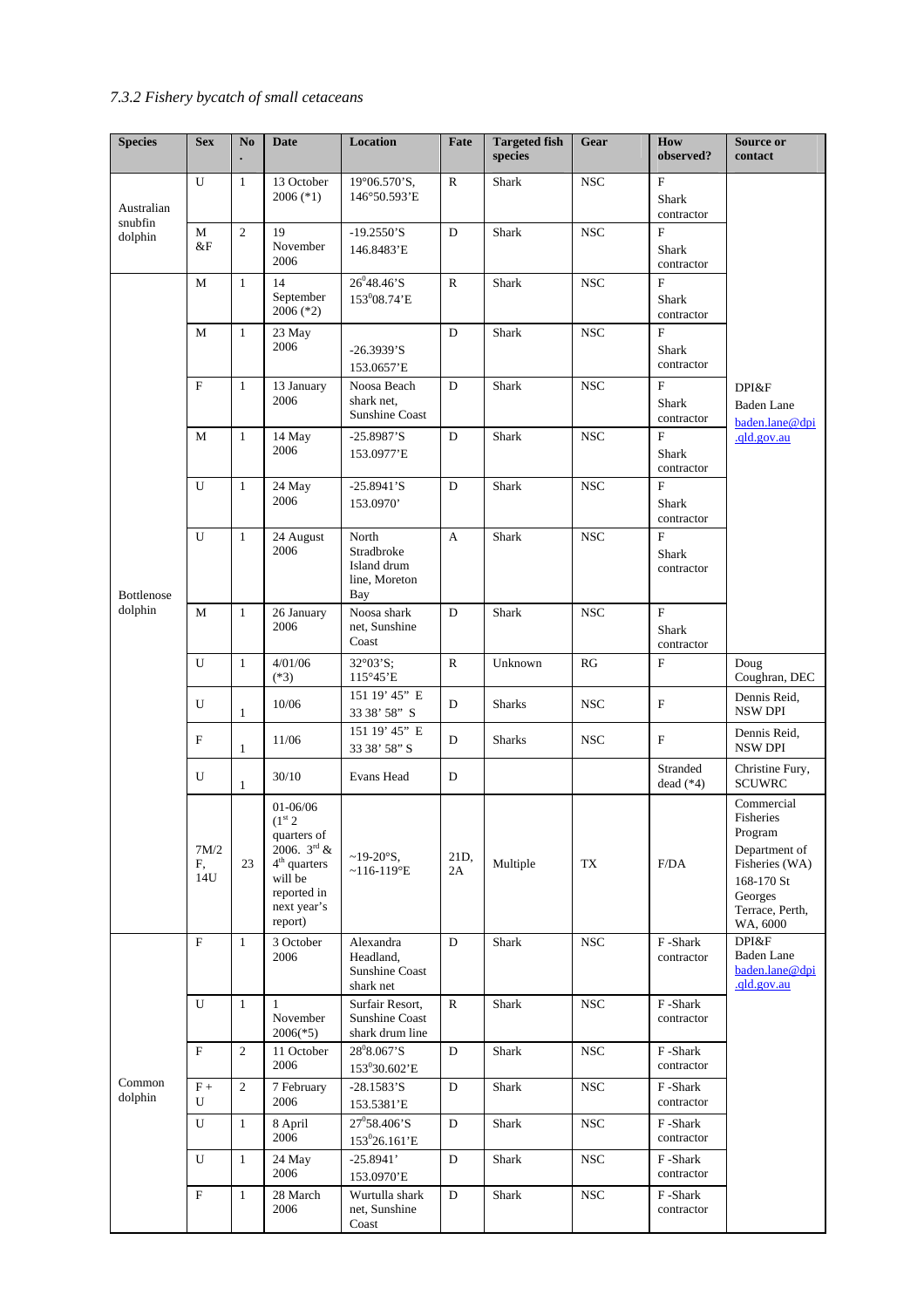### *7.3.2 Fishery bycatch of small cetaceans*

| Species | Sex | No. | Date | Location | Fate | Targeted fish species | Gear | How observed? | Source or contact |
|---|---|---|---|---|---|---|---|---|---|
| Australian snubfin dolphin | U | 1 | 13 October 2006 (*1) | 19°06.570'S, 146°50.593'E | R | Shark | NSC | F Shark contractor | DPI&F Baden Lane baden.lane@dpi.qld.gov.au |
| | M &F | 2 | 19 November 2006 | -19.2550'S 146.8483'E | D | Shark | NSC | F Shark contractor | |
| Bottlenose dolphin | M | 1 | 14 September 2006 (*2) | 26°48.46'S 153°08.74'E | R | Shark | NSC | F Shark contractor | |
| | M | 1 | 23 May 2006 | -26.3939'S 153.0657'E | D | Shark | NSC | F Shark contractor | |
| | F | 1 | 13 January 2006 | Noosa Beach shark net, Sunshine Coast | D | Shark | NSC | F Shark contractor | |
| | M | 1 | 14 May 2006 | -25.8987'S 153.0977'E | D | Shark | NSC | F Shark contractor | |
| | U | 1 | 24 May 2006 | -25.8941'S 153.0970' | D | Shark | NSC | F Shark contractor | |
| | U | 1 | 24 August 2006 | North Stradbroke Island drum line, Moreton Bay | A | Shark | NSC | F Shark contractor | |
| | M | 1 | 26 January 2006 | Noosa shark net, Sunshine Coast | D | Shark | NSC | F Shark contractor | |
| | U | 1 | 4/01/06 (*3) | 32°03'S; 115°45'E | R | Unknown | RG | F | Doug Coughran, DEC |
| | U | 1 | 10/06 | 151 19' 45" E 33 38' 58" S | D | Sharks | NSC | F | Dennis Reid, NSW DPI |
| | F | 1 | 11/06 | 151 19' 45" E 33 38' 58" S | D | Sharks | NSC | F | Dennis Reid, NSW DPI |
| | U | 1 | 30/10 | Evans Head | D | | | Stranded dead (*4) | Christine Fury, SCUWRC |
| | 7M/2F, 14U | 23 | 01-06/06 (1st 2 quarters of 2006. 3rd & 4th quarters will be reported in next year's report) | ~19-20°S, ~116-119°E | 21D, 2A | Multiple | TX | F/DA | Commercial Fisheries Program Department of Fisheries (WA) 168-170 St Georges Terrace, Perth, WA, 6000 |
| Common dolphin | F | 1 | 3 October 2006 | Alexandra Headland, Sunshine Coast shark net | D | Shark | NSC | F -Shark contractor | DPI&F Baden Lane baden.lane@dpi.qld.gov.au |
| | U | 1 | 1 November 2006(*5) | Surfair Resort, Sunshine Coast shark drum line | R | Shark | NSC | F -Shark contractor | |
| | F | 2 | 11 October 2006 | 28°8.067'S 153°30.602'E | D | Shark | NSC | F -Shark contractor | |
| | F + U | 2 | 7 February 2006 | -28.1583'S 153.5381'E | D | Shark | NSC | F -Shark contractor | |
| | U | 1 | 8 April 2006 | 27°58.406'S 153°26.161'E | D | Shark | NSC | F -Shark contractor | |
| | U | 1 | 24 May 2006 | -25.8941' 153.0970'E | D | Shark | NSC | F -Shark contractor | |
| | F | 1 | 28 March 2006 | Wurtulla shark net, Sunshine Coast | D | Shark | NSC | F -Shark contractor | |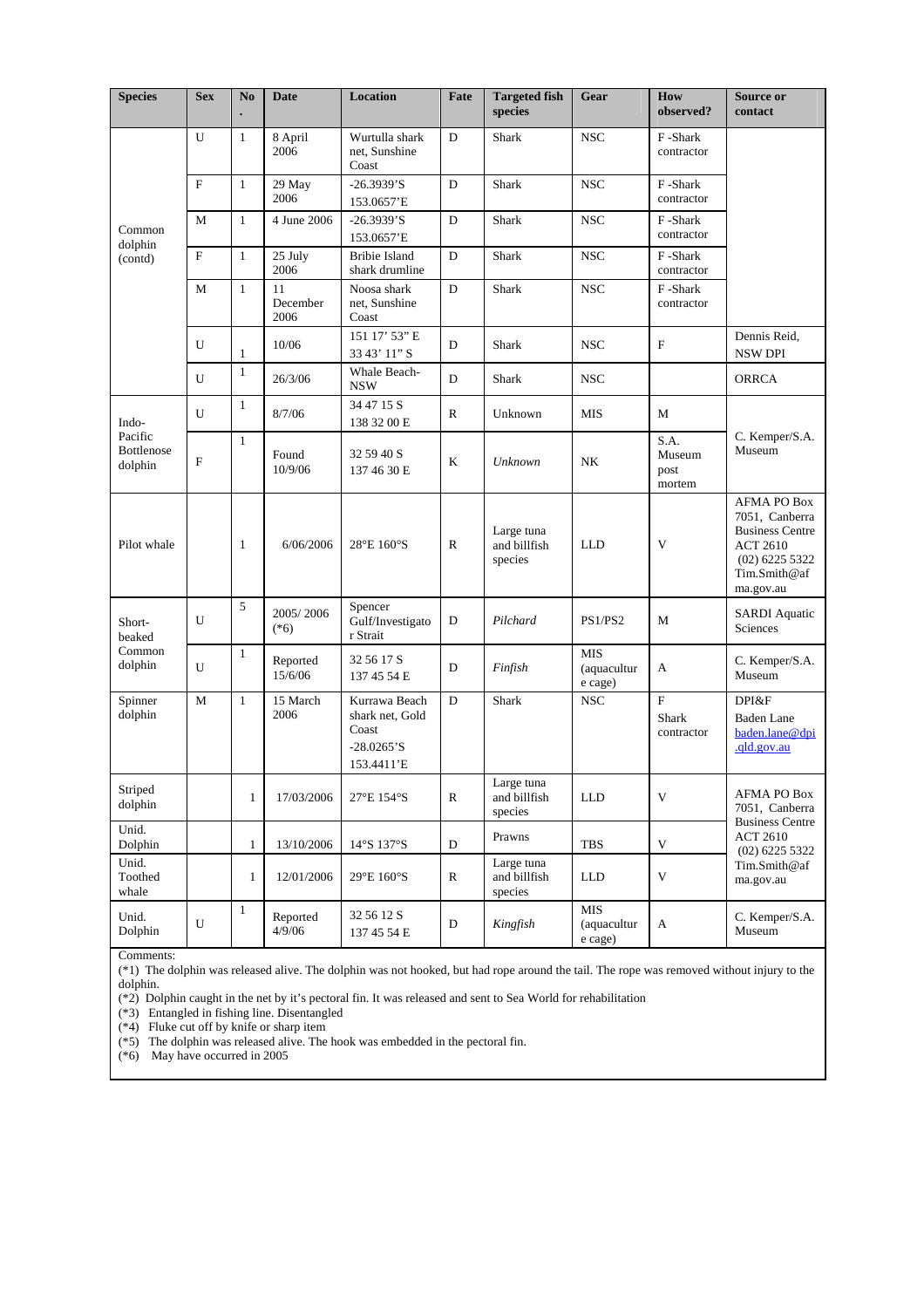| Species | Sex | No. | Date | Location | Fate | Targeted fish species | Gear | How observed? | Source or contact |
|---|---|---|---|---|---|---|---|---|---|
| Common dolphin (contd) | U | 1 | 8 April 2006 | Wurtulla shark net, Sunshine Coast | D | Shark | NSC | F -Shark contractor | |
| | F | 1 | 29 May 2006 | -26.3939'S 153.0657'E | D | Shark | NSC | F -Shark contractor | |
| | M | 1 | 4 June 2006 | -26.3939'S 153.0657'E | D | Shark | NSC | F -Shark contractor | |
| | F | 1 | 25 July 2006 | Bribie Island shark drumline | D | Shark | NSC | F -Shark contractor | |
| | M | 1 | 11 December 2006 | Noosa shark net, Sunshine Coast | D | Shark | NSC | F -Shark contractor | |
| | U | 1 | 10/06 | 151 17' 53" E 33 43' 11" S | D | Shark | NSC | F | Dennis Reid, NSW DPI |
| | U | 1 | 26/3/06 | Whale Beach-NSW | D | Shark | NSC | | ORRCA |
| Indo-Pacific Bottlenose dolphin | U | 1 | 8/7/06 | 34 47 15 S 138 32 00 E | R | Unknown | MIS | M | C. Kemper/S.A. Museum |
| | F | 1 | Found 10/9/06 | 32 59 40 S 137 46 30 E | K | *Unknown* | NK | S.A. Museum post mortem | |
| Pilot whale | | 1 | 6/06/2006 | 28°E 160°S | R | Large tuna and billfish species | LLD | V | AFMA PO Box 7051, Canberra Business Centre ACT 2610 (02) 6225 5322 Tim.Smith@afma.gov.au |
| Short-beaked Common dolphin | U | 5 | 2005/ 2006 (*6) | Spencer Gulf/Investigator Strait | D | *Pilchard* | PS1/PS2 | M | SARDI Aquatic Sciences |
| | U | 1 | Reported 15/6/06 | 32 56 17 S 137 45 54 E | D | *Finfish* | MIS (aquaculture cage) | A | C. Kemper/S.A. Museum |
| Spinner dolphin | M | 1 | 15 March 2006 | Kurrawa Beach shark net, Gold Coast -28.0265'S 153.4411'E | D | Shark | NSC | F Shark contractor | DPI&F Baden Lane baden.lane@dpi.qld.gov.au |
| Striped dolphin | | 1 | 17/03/2006 | 27°E 154°S | R | Large tuna and billfish species | LLD | V | AFMA PO Box 7051, Canberra Business Centre ACT 2610 (02) 6225 5322 Tim.Smith@afma.gov.au |
| Unid. Dolphin | | 1 | 13/10/2006 | 14°S 137°S | D | Prawns | TBS | V | |
| Unid. Toothed whale | | 1 | 12/01/2006 | 29°E 160°S | R | Large tuna and billfish species | LLD | V | |
| Unid. Dolphin | U | 1 | Reported 4/9/06 | 32 56 12 S 137 45 54 E | D | *Kingfish* | MIS (aquaculture cage) | A | C. Kemper/S.A. Museum |

Comments:

(*1) The dolphin was released alive. The dolphin was not hooked, but had rope around the tail. The rope was removed without injury to the dolphin.

(*2) Dolphin caught in the net by it's pectoral fin. It was released and sent to Sea World for rehabilitation

(*3) Entangled in fishing line. Disentangled

(*4) Fluke cut off by knife or sharp item

(*5) The dolphin was released alive. The hook was embedded in the pectoral fin.

(*6) May have occurred in 2005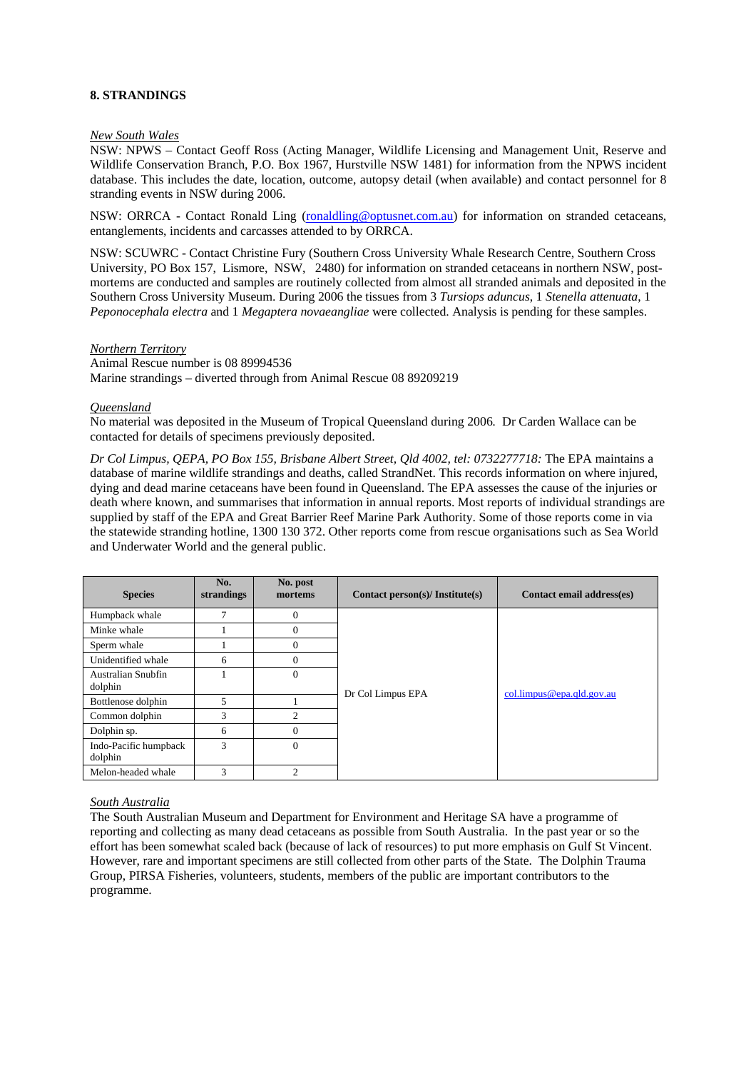## 8. STRANDINGS

*New South Wales*

NSW: NPWS – Contact Geoff Ross (Acting Manager, Wildlife Licensing and Management Unit, Reserve and Wildlife Conservation Branch, P.O. Box 1967, Hurstville NSW 1481) for information from the NPWS incident database. This includes the date, location, outcome, autopsy detail (when available) and contact personnel for 8 stranding events in NSW during 2006.

NSW: ORRCA - Contact Ronald Ling (ronaldling@optusnet.com.au) for information on stranded cetaceans, entanglements, incidents and carcasses attended to by ORRCA.

NSW: SCUWRC - Contact Christine Fury (Southern Cross University Whale Research Centre, Southern Cross University, PO Box 157, Lismore, NSW, 2480) for information on stranded cetaceans in northern NSW, post-mortems are conducted and samples are routinely collected from almost all stranded animals and deposited in the Southern Cross University Museum. During 2006 the tissues from 3 *Tursiops aduncus*, 1 *Stenella attenuata*, 1 *Peponocephala electra* and 1 *Megaptera novaeangliae* were collected. Analysis is pending for these samples.

*Northern Territory*

Animal Rescue number is 08 89994536
Marine strandings – diverted through from Animal Rescue 08 89209219

*Queensland*

No material was deposited in the Museum of Tropical Queensland during 2006. Dr Carden Wallace can be contacted for details of specimens previously deposited.

*Dr Col Limpus, QEPA, PO Box 155, Brisbane Albert Street, Qld 4002, tel: 0732277718:* The EPA maintains a database of marine wildlife strandings and deaths, called StrandNet. This records information on where injured, dying and dead marine cetaceans have been found in Queensland. The EPA assesses the cause of the injuries or death where known, and summarises that information in annual reports. Most reports of individual strandings are supplied by staff of the EPA and Great Barrier Reef Marine Park Authority. Some of those reports come in via the statewide stranding hotline, 1300 130 372. Other reports come from rescue organisations such as Sea World and Underwater World and the general public.

| Species | No. strandings | No. post mortems | Contact person(s)/ Institute(s) | Contact email address(es) |
|---|---|---|---|---|
| Humpback whale | 7 | 0 | Dr Col Limpus EPA | col.limpus@epa.qld.gov.au |
| Minke whale | 1 | 0 | | |
| Sperm whale | 1 | 0 | | |
| Unidentified whale | 6 | 0 | | |
| Australian Snubfin dolphin | 1 | 0 | | |
| Bottlenose dolphin | 5 | 1 | | |
| Common dolphin | 3 | 2 | | |
| Dolphin sp. | 6 | 0 | | |
| Indo-Pacific humpback dolphin | 3 | 0 | | |
| Melon-headed whale | 3 | 2 | | |

*South Australia*

The South Australian Museum and Department for Environment and Heritage SA have a programme of reporting and collecting as many dead cetaceans as possible from South Australia. In the past year or so the effort has been somewhat scaled back (because of lack of resources) to put more emphasis on Gulf St Vincent. However, rare and important specimens are still collected from other parts of the State. The Dolphin Trauma Group, PIRSA Fisheries, volunteers, students, members of the public are important contributors to the programme.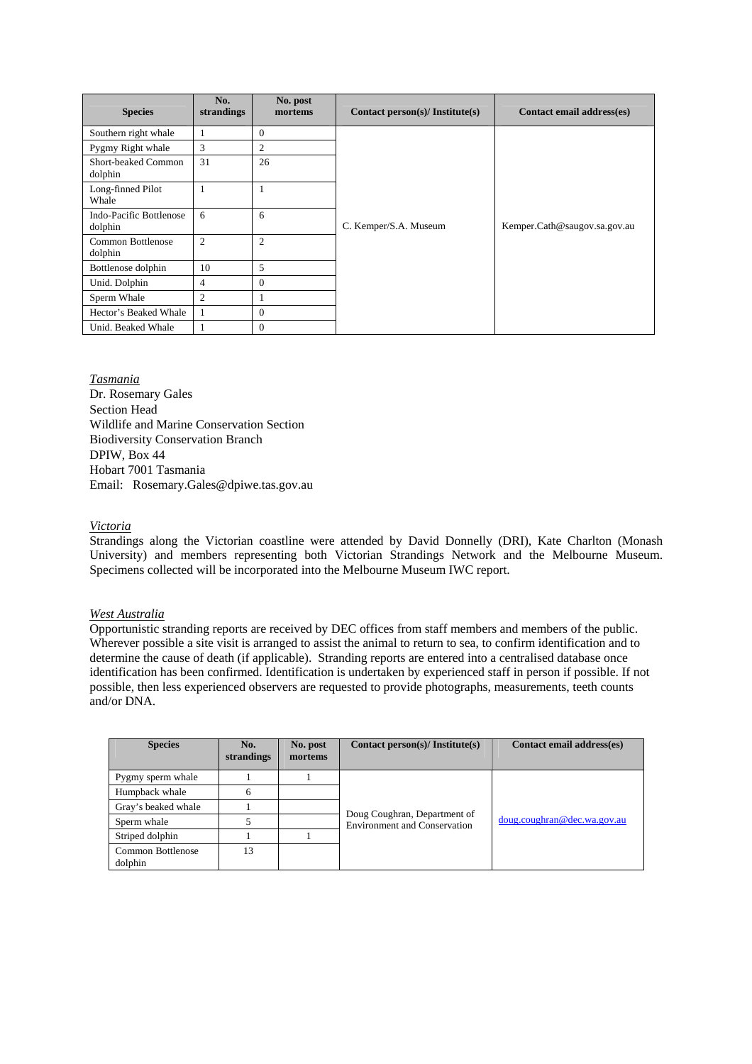| Species | No. strandings | No. post mortems | Contact person(s)/ Institute(s) | Contact email address(es) |
|---|---|---|---|---|
| Southern right whale | 1 | 0 | C. Kemper/S.A. Museum | Kemper.Cath@saugov.sa.gov.au |
| Pygmy Right whale | 3 | 2 | | |
| Short-beaked Common dolphin | 31 | 26 | | |
| Long-finned Pilot Whale | 1 | 1 | | |
| Indo-Pacific Bottlenose dolphin | 6 | 6 | | |
| Common Bottlenose dolphin | 2 | 2 | | |
| Bottlenose dolphin | 10 | 5 | | |
| Unid. Dolphin | 4 | 0 | | |
| Sperm Whale | 2 | 1 | | |
| Hector's Beaked Whale | 1 | 0 | | |
| Unid. Beaked Whale | 1 | 0 | | |

*Tasmania*
Dr. Rosemary Gales
Section Head
Wildlife and Marine Conservation Section
Biodiversity Conservation Branch
DPIW, Box 44
Hobart 7001 Tasmania
Email: Rosemary.Gales@dpiwe.tas.gov.au

*Victoria*
Strandings along the Victorian coastline were attended by David Donnelly (DRI), Kate Charlton (Monash University) and members representing both Victorian Strandings Network and the Melbourne Museum. Specimens collected will be incorporated into the Melbourne Museum IWC report.

*West Australia*
Opportunistic stranding reports are received by DEC offices from staff members and members of the public. Wherever possible a site visit is arranged to assist the animal to return to sea, to confirm identification and to determine the cause of death (if applicable). Stranding reports are entered into a centralised database once identification has been confirmed. Identification is undertaken by experienced staff in person if possible. If not possible, then less experienced observers are requested to provide photographs, measurements, teeth counts and/or DNA.

| Species | No. strandings | No. post mortems | Contact person(s)/ Institute(s) | Contact email address(es) |
|---|---|---|---|---|
| Pygmy sperm whale | 1 | 1 | Doug Coughran, Department of Environment and Conservation | doug.coughran@dec.wa.gov.au |
| Humpback whale | 6 | | | |
| Gray's beaked whale | 1 | | | |
| Sperm whale | 5 | | | |
| Striped dolphin | 1 | 1 | | |
| Common Bottlenose dolphin | 13 | | | |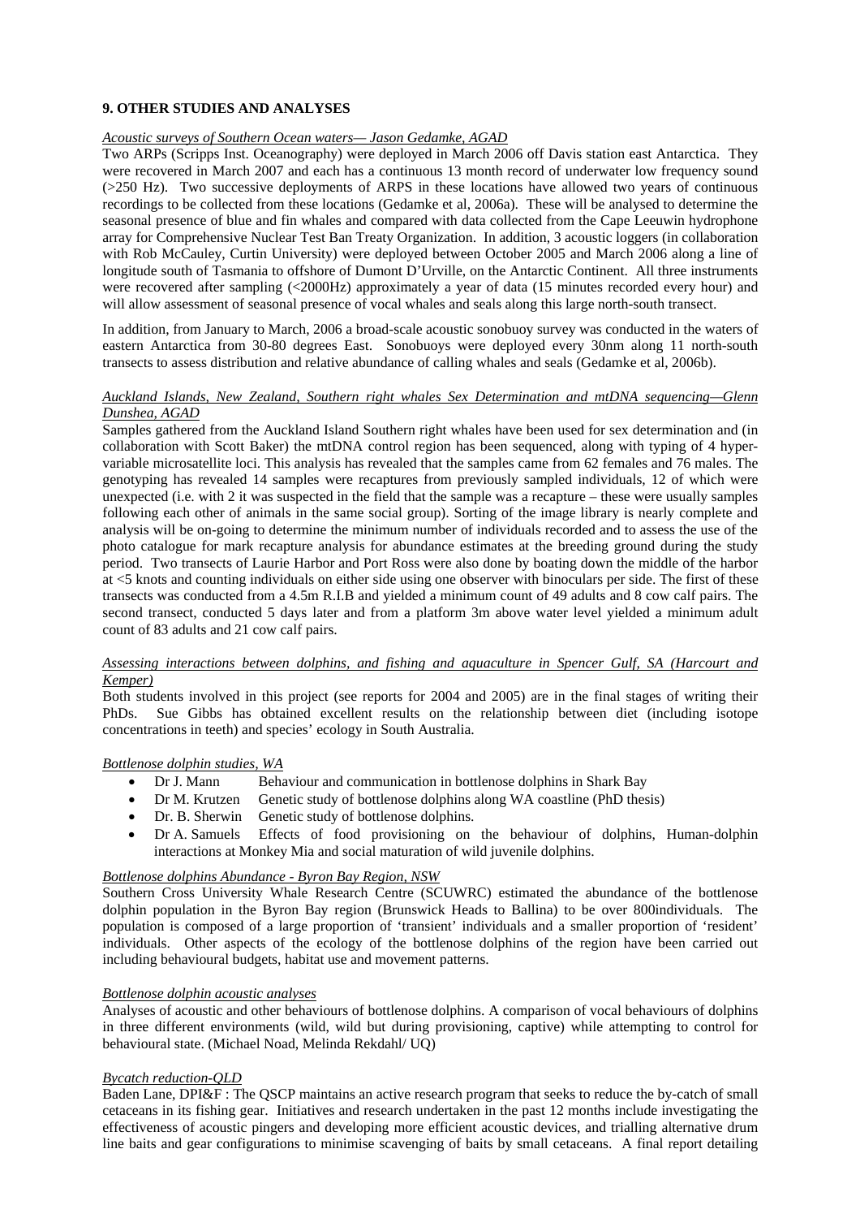## 9. OTHER STUDIES AND ANALYSES

*Acoustic surveys of Southern Ocean waters— Jason Gedamke, AGAD*

Two ARPs (Scripps Inst. Oceanography) were deployed in March 2006 off Davis station east Antarctica. They were recovered in March 2007 and each has a continuous 13 month record of underwater low frequency sound (>250 Hz). Two successive deployments of ARPS in these locations have allowed two years of continuous recordings to be collected from these locations (Gedamke et al, 2006a). These will be analysed to determine the seasonal presence of blue and fin whales and compared with data collected from the Cape Leeuwin hydrophone array for Comprehensive Nuclear Test Ban Treaty Organization. In addition, 3 acoustic loggers (in collaboration with Rob McCauley, Curtin University) were deployed between October 2005 and March 2006 along a line of longitude south of Tasmania to offshore of Dumont D'Urville, on the Antarctic Continent. All three instruments were recovered after sampling (<2000Hz) approximately a year of data (15 minutes recorded every hour) and will allow assessment of seasonal presence of vocal whales and seals along this large north-south transect.

In addition, from January to March, 2006 a broad-scale acoustic sonobuoy survey was conducted in the waters of eastern Antarctica from 30-80 degrees East. Sonobuoys were deployed every 30nm along 11 north-south transects to assess distribution and relative abundance of calling whales and seals (Gedamke et al, 2006b).

*Auckland Islands, New Zealand, Southern right whales Sex Determination and mtDNA sequencing—Glenn Dunshea, AGAD*

Samples gathered from the Auckland Island Southern right whales have been used for sex determination and (in collaboration with Scott Baker) the mtDNA control region has been sequenced, along with typing of 4 hyper-variable microsatellite loci. This analysis has revealed that the samples came from 62 females and 76 males. The genotyping has revealed 14 samples were recaptures from previously sampled individuals, 12 of which were unexpected (i.e. with 2 it was suspected in the field that the sample was a recapture – these were usually samples following each other of animals in the same social group). Sorting of the image library is nearly complete and analysis will be on-going to determine the minimum number of individuals recorded and to assess the use of the photo catalogue for mark recapture analysis for abundance estimates at the breeding ground during the study period. Two transects of Laurie Harbor and Port Ross were also done by boating down the middle of the harbor at <5 knots and counting individuals on either side using one observer with binoculars per side. The first of these transects was conducted from a 4.5m R.I.B and yielded a minimum count of 49 adults and 8 cow calf pairs. The second transect, conducted 5 days later and from a platform 3m above water level yielded a minimum adult count of 83 adults and 21 cow calf pairs.

*Assessing interactions between dolphins, and fishing and aquaculture in Spencer Gulf, SA (Harcourt and Kemper)*

Both students involved in this project (see reports for 2004 and 2005) are in the final stages of writing their PhDs. Sue Gibbs has obtained excellent results on the relationship between diet (including isotope concentrations in teeth) and species' ecology in South Australia.

*Bottlenose dolphin studies, WA*

- Dr J. Mann Behaviour and communication in bottlenose dolphins in Shark Bay
- Dr M. Krutzen Genetic study of bottlenose dolphins along WA coastline (PhD thesis)
- Dr. B. Sherwin Genetic study of bottlenose dolphins.
- Dr A. Samuels Effects of food provisioning on the behaviour of dolphins, Human-dolphin interactions at Monkey Mia and social maturation of wild juvenile dolphins.

*Bottlenose dolphins Abundance - Byron Bay Region, NSW*

Southern Cross University Whale Research Centre (SCUWRC) estimated the abundance of the bottlenose dolphin population in the Byron Bay region (Brunswick Heads to Ballina) to be over 800individuals. The population is composed of a large proportion of 'transient' individuals and a smaller proportion of 'resident' individuals. Other aspects of the ecology of the bottlenose dolphins of the region have been carried out including behavioural budgets, habitat use and movement patterns.

*Bottlenose dolphin acoustic analyses*

Analyses of acoustic and other behaviours of bottlenose dolphins. A comparison of vocal behaviours of dolphins in three different environments (wild, wild but during provisioning, captive) while attempting to control for behavioural state. (Michael Noad, Melinda Rekdahl/ UQ)

*Bycatch reduction-QLD*

Baden Lane, DPI&F : The QSCP maintains an active research program that seeks to reduce the by-catch of small cetaceans in its fishing gear. Initiatives and research undertaken in the past 12 months include investigating the effectiveness of acoustic pingers and developing more efficient acoustic devices, and trialling alternative drum line baits and gear configurations to minimise scavenging of baits by small cetaceans. A final report detailing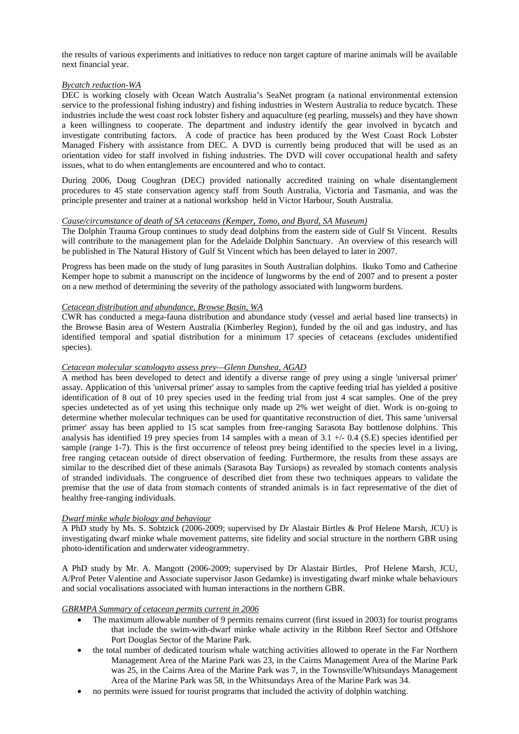the results of various experiments and initiatives to reduce non target capture of marine animals will be available next financial year.

*Bycatch reduction-WA*

DEC is working closely with Ocean Watch Australia's SeaNet program (a national environmental extension service to the professional fishing industry) and fishing industries in Western Australia to reduce bycatch. These industries include the west coast rock lobster fishery and aquaculture (eg pearling, mussels) and they have shown a keen willingness to cooperate. The department and industry identify the gear involved in bycatch and investigate contributing factors. A code of practice has been produced by the West Coast Rock Lobster Managed Fishery with assistance from DEC. A DVD is currently being produced that will be used as an orientation video for staff involved in fishing industries. The DVD will cover occupational health and safety issues, what to do when entanglements are encountered and who to contact.

During 2006, Doug Coughran (DEC) provided nationally accredited training on whale disentanglement procedures to 45 state conservation agency staff from South Australia, Victoria and Tasmania, and was the principle presenter and trainer at a national workshop held in Victor Harbour, South Australia.

*Cause/circumstance of death of SA cetaceans (Kemper, Tomo, and Byard, SA Museum)*

The Dolphin Trauma Group continues to study dead dolphins from the eastern side of Gulf St Vincent. Results will contribute to the management plan for the Adelaide Dolphin Sanctuary. An overview of this research will be published in The Natural History of Gulf St Vincent which has been delayed to later in 2007.

Progress has been made on the study of lung parasites in South Australian dolphins. Ikuko Tomo and Catherine Kemper hope to submit a manuscript on the incidence of lungworms by the end of 2007 and to present a poster on a new method of determining the severity of the pathology associated with lungworm burdens.

*Cetacean distribution and abundance, Browse Basin, WA*

CWR has conducted a mega-fauna distribution and abundance study (vessel and aerial based line transects) in the Browse Basin area of Western Australia (Kimberley Region), funded by the oil and gas industry, and has identified temporal and spatial distribution for a minimum 17 species of cetaceans (excludes unidentified species).

*Cetacean molecular scatologyto assess prey—Glenn Dunshea, AGAD*

A method has been developed to detect and identify a diverse range of prey using a single 'universal primer' assay. Application of this 'universal primer' assay to samples from the captive feeding trial has yielded a positive identification of 8 out of 10 prey species used in the feeding trial from just 4 scat samples. One of the prey species undetected as of yet using this technique only made up 2% wet weight of diet. Work is on-going to determine whether molecular techniques can be used for quantitative reconstruction of diet. This same 'universal primer' assay has been applied to 15 scat samples from free-ranging Sarasota Bay bottlenose dolphins. This analysis has identified 19 prey species from 14 samples with a mean of 3.1 +/- 0.4 (S.E) species identified per sample (range 1-7). This is the first occurrence of teleost prey being identified to the species level in a living, free ranging cetacean outside of direct observation of feeding. Furthermore, the results from these assays are similar to the described diet of these animals (Sarasota Bay Tursiops) as revealed by stomach contents analysis of stranded individuals. The congruence of described diet from these two techniques appears to validate the premise that the use of data from stomach contents of stranded animals is in fact representative of the diet of healthy free-ranging individuals.

*Dwarf minke whale biology and behaviour*

A PhD study by Ms. S. Sobtzick (2006-2009; supervised by Dr Alastair Birtles & Prof Helene Marsh, JCU) is investigating dwarf minke whale movement patterns, site fidelity and social structure in the northern GBR using photo-identification and underwater videogrammetry.

A PhD study by Mr. A. Mangott (2006-2009; supervised by Dr Alastair Birtles, Prof Helene Marsh, JCU, A/Prof Peter Valentine and Associate supervisor Jason Gedamke) is investigating dwarf minke whale behaviours and social vocalisations associated with human interactions in the northern GBR.

*GBRMPA Summary of cetacean permits current in 2006*

- The maximum allowable number of 9 permits remains current (first issued in 2003) for tourist programs that include the swim-with-dwarf minke whale activity in the Ribbon Reef Sector and Offshore Port Douglas Sector of the Marine Park.
- the total number of dedicated tourism whale watching activities allowed to operate in the Far Northern Management Area of the Marine Park was 23, in the Cairns Management Area of the Marine Park was 25, in the Cairns Area of the Marine Park was 7, in the Townsville/Whitsundays Management Area of the Marine Park was 58, in the Whitsundays Area of the Marine Park was 34.
- no permits were issued for tourist programs that included the activity of dolphin watching.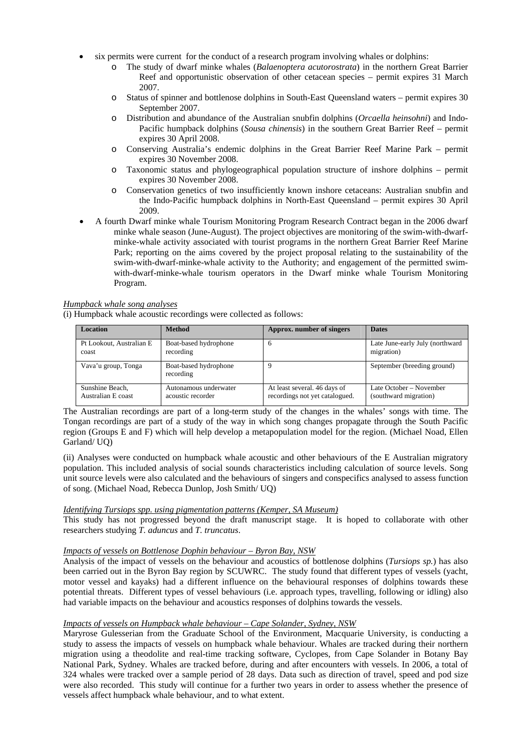- six permits were current for the conduct of a research program involving whales or dolphins:
  - The study of dwarf minke whales (*Balaenoptera acutorostrata*) in the northern Great Barrier Reef and opportunistic observation of other cetacean species – permit expires 31 March 2007.
  - Status of spinner and bottlenose dolphins in South-East Queensland waters – permit expires 30 September 2007.
  - Distribution and abundance of the Australian snubfin dolphins (*Orcaella heinsohni*) and Indo-Pacific humpback dolphins (*Sousa chinensis*) in the southern Great Barrier Reef – permit expires 30 April 2008.
  - Conserving Australia's endemic dolphins in the Great Barrier Reef Marine Park – permit expires 30 November 2008.
  - Taxonomic status and phylogeographical population structure of inshore dolphins – permit expires 30 November 2008.
  - Conservation genetics of two insufficiently known inshore cetaceans: Australian snubfin and the Indo-Pacific humpback dolphins in North-East Queensland – permit expires 30 April 2009.
- A fourth Dwarf minke whale Tourism Monitoring Program Research Contract began in the 2006 dwarf minke whale season (June-August). The project objectives are monitoring of the swim-with-dwarf-minke-whale activity associated with tourist programs in the northern Great Barrier Reef Marine Park; reporting on the aims covered by the project proposal relating to the sustainability of the swim-with-dwarf-minke-whale activity to the Authority; and engagement of the permitted swim-with-dwarf-minke-whale tourism operators in the Dwarf minke whale Tourism Monitoring Program.

*Humpback whale song analyses*

(i) Humpback whale acoustic recordings were collected as follows:

| Location | Method | Approx. number of singers | Dates |
|---|---|---|---|
| Pt Lookout, Australian E coast | Boat-based hydrophone recording | 6 | Late June-early July (northward migration) |
| Vava'u group, Tonga | Boat-based hydrophone recording | 9 | September (breeding ground) |
| Sunshine Beach, Australian E coast | Autonamous underwater acoustic recorder | At least several. 46 days of recordings not yet catalogued. | Late October – November (southward migration) |

The Australian recordings are part of a long-term study of the changes in the whales' songs with time. The Tongan recordings are part of a study of the way in which song changes propagate through the South Pacific region (Groups E and F) which will help develop a metapopulation model for the region. (Michael Noad, Ellen Garland/ UQ)

(ii) Analyses were conducted on humpback whale acoustic and other behaviours of the E Australian migratory population. This included analysis of social sounds characteristics including calculation of source levels. Song unit source levels were also calculated and the behaviours of singers and conspecifics analysed to assess function of song. (Michael Noad, Rebecca Dunlop, Josh Smith/ UQ)

*Identifying Tursiops spp. using pigmentation patterns (Kemper, SA Museum)*

This study has not progressed beyond the draft manuscript stage. It is hoped to collaborate with other researchers studying *T. aduncus* and *T. truncatus*.

*Impacts of vessels on Bottlenose Dophin behaviour – Byron Bay, NSW*

Analysis of the impact of vessels on the behaviour and acoustics of bottlenose dolphins (*Tursiops sp.*) has also been carried out in the Byron Bay region by SCUWRC. The study found that different types of vessels (yacht, motor vessel and kayaks) had a different influence on the behavioural responses of dolphins towards these potential threats. Different types of vessel behaviours (i.e. approach types, travelling, following or idling) also had variable impacts on the behaviour and acoustics responses of dolphins towards the vessels.

*Impacts of vessels on Humpback whale behaviour – Cape Solander, Sydney, NSW*

Maryrose Gulesserian from the Graduate School of the Environment, Macquarie University, is conducting a study to assess the impacts of vessels on humpback whale behaviour. Whales are tracked during their northern migration using a theodolite and real-time tracking software, Cyclopes, from Cape Solander in Botany Bay National Park, Sydney. Whales are tracked before, during and after encounters with vessels. In 2006, a total of 324 whales were tracked over a sample period of 28 days. Data such as direction of travel, speed and pod size were also recorded. This study will continue for a further two years in order to assess whether the presence of vessels affect humpback whale behaviour, and to what extent.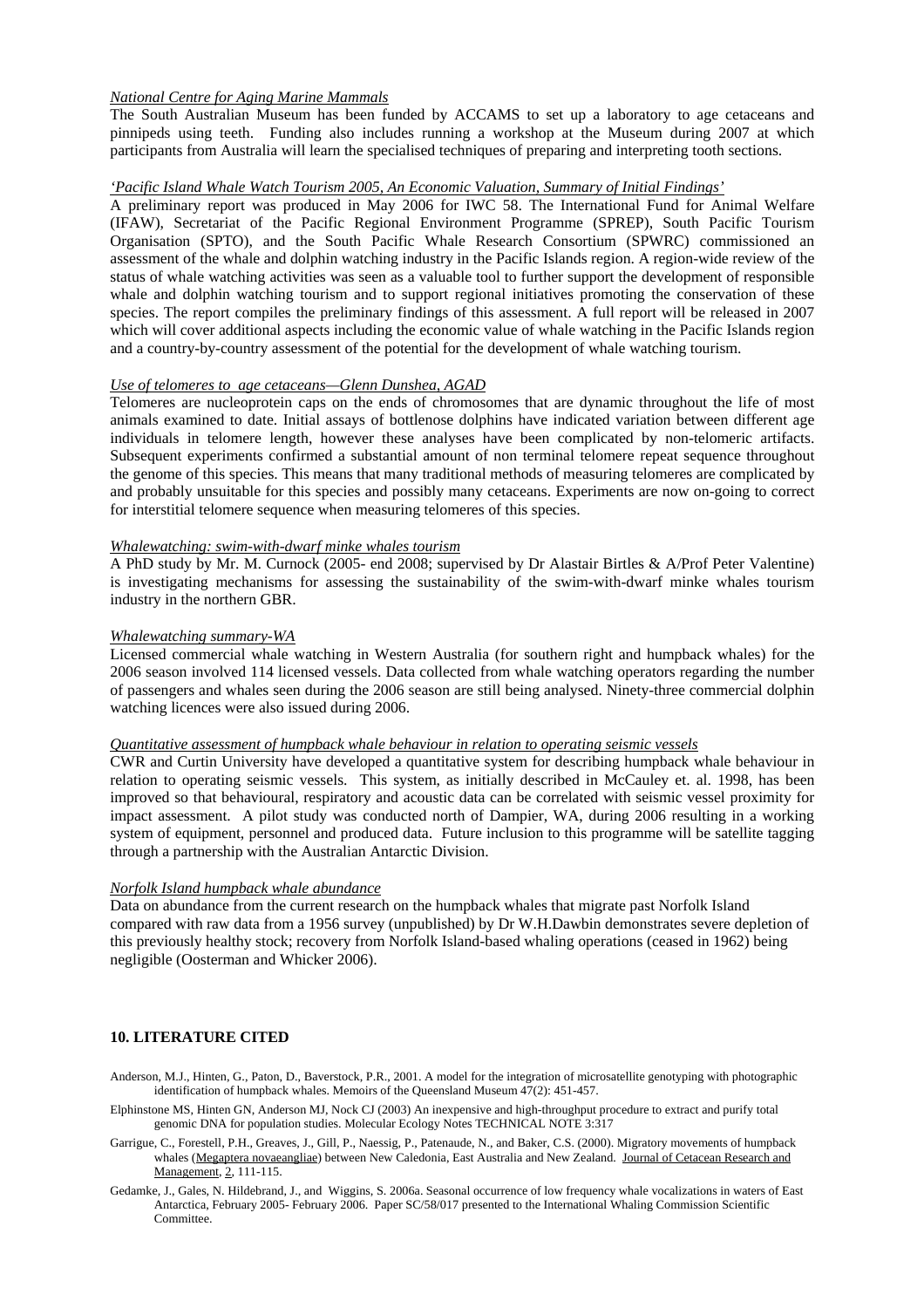*National Centre for Aging Marine Mammals*

The South Australian Museum has been funded by ACCAMS to set up a laboratory to age cetaceans and pinnipeds using teeth. Funding also includes running a workshop at the Museum during 2007 at which participants from Australia will learn the specialised techniques of preparing and interpreting tooth sections.

*'Pacific Island Whale Watch Tourism 2005, An Economic Valuation, Summary of Initial Findings'*

A preliminary report was produced in May 2006 for IWC 58. The International Fund for Animal Welfare (IFAW), Secretariat of the Pacific Regional Environment Programme (SPREP), South Pacific Tourism Organisation (SPTO), and the South Pacific Whale Research Consortium (SPWRC) commissioned an assessment of the whale and dolphin watching industry in the Pacific Islands region. A region-wide review of the status of whale watching activities was seen as a valuable tool to further support the development of responsible whale and dolphin watching tourism and to support regional initiatives promoting the conservation of these species. The report compiles the preliminary findings of this assessment. A full report will be released in 2007 which will cover additional aspects including the economic value of whale watching in the Pacific Islands region and a country-by-country assessment of the potential for the development of whale watching tourism.

*Use of telomeres to age cetaceans—Glenn Dunshea, AGAD*

Telomeres are nucleoprotein caps on the ends of chromosomes that are dynamic throughout the life of most animals examined to date. Initial assays of bottlenose dolphins have indicated variation between different age individuals in telomere length, however these analyses have been complicated by non-telomeric artifacts. Subsequent experiments confirmed a substantial amount of non terminal telomere repeat sequence throughout the genome of this species. This means that many traditional methods of measuring telomeres are complicated by and probably unsuitable for this species and possibly many cetaceans. Experiments are now on-going to correct for interstitial telomere sequence when measuring telomeres of this species.

*Whalewatching: swim-with-dwarf minke whales tourism*

A PhD study by Mr. M. Curnock (2005- end 2008; supervised by Dr Alastair Birtles & A/Prof Peter Valentine) is investigating mechanisms for assessing the sustainability of the swim-with-dwarf minke whales tourism industry in the northern GBR.

*Whalewatching summary-WA*

Licensed commercial whale watching in Western Australia (for southern right and humpback whales) for the 2006 season involved 114 licensed vessels. Data collected from whale watching operators regarding the number of passengers and whales seen during the 2006 season are still being analysed. Ninety-three commercial dolphin watching licences were also issued during 2006.

*Quantitative assessment of humpback whale behaviour in relation to operating seismic vessels*

CWR and Curtin University have developed a quantitative system for describing humpback whale behaviour in relation to operating seismic vessels. This system, as initially described in McCauley et. al. 1998, has been improved so that behavioural, respiratory and acoustic data can be correlated with seismic vessel proximity for impact assessment. A pilot study was conducted north of Dampier, WA, during 2006 resulting in a working system of equipment, personnel and produced data. Future inclusion to this programme will be satellite tagging through a partnership with the Australian Antarctic Division.

*Norfolk Island humpback whale abundance*

Data on abundance from the current research on the humpback whales that migrate past Norfolk Island compared with raw data from a 1956 survey (unpublished) by Dr W.H.Dawbin demonstrates severe depletion of this previously healthy stock; recovery from Norfolk Island-based whaling operations (ceased in 1962) being negligible (Oosterman and Whicker 2006).

## 10. LITERATURE CITED

Anderson, M.J., Hinten, G., Paton, D., Baverstock, P.R., 2001. A model for the integration of microsatellite genotyping with photographic identification of humpback whales. Memoirs of the Queensland Museum 47(2): 451-457.

Elphinstone MS, Hinten GN, Anderson MJ, Nock CJ (2003) An inexpensive and high-throughput procedure to extract and purify total genomic DNA for population studies. Molecular Ecology Notes TECHNICAL NOTE 3:317

Garrigue, C., Forestell, P.H., Greaves, J., Gill, P., Naessig, P., Patenaude, N., and Baker, C.S. (2000). Migratory movements of humpback whales (Megaptera novaeangliae) between New Caledonia, East Australia and New Zealand. Journal of Cetacean Research and Management, 2, 111-115.

Gedamke, J., Gales, N. Hildebrand, J., and Wiggins, S. 2006a. Seasonal occurrence of low frequency whale vocalizations in waters of East Antarctica, February 2005- February 2006. Paper SC/58/017 presented to the International Whaling Commission Scientific Committee.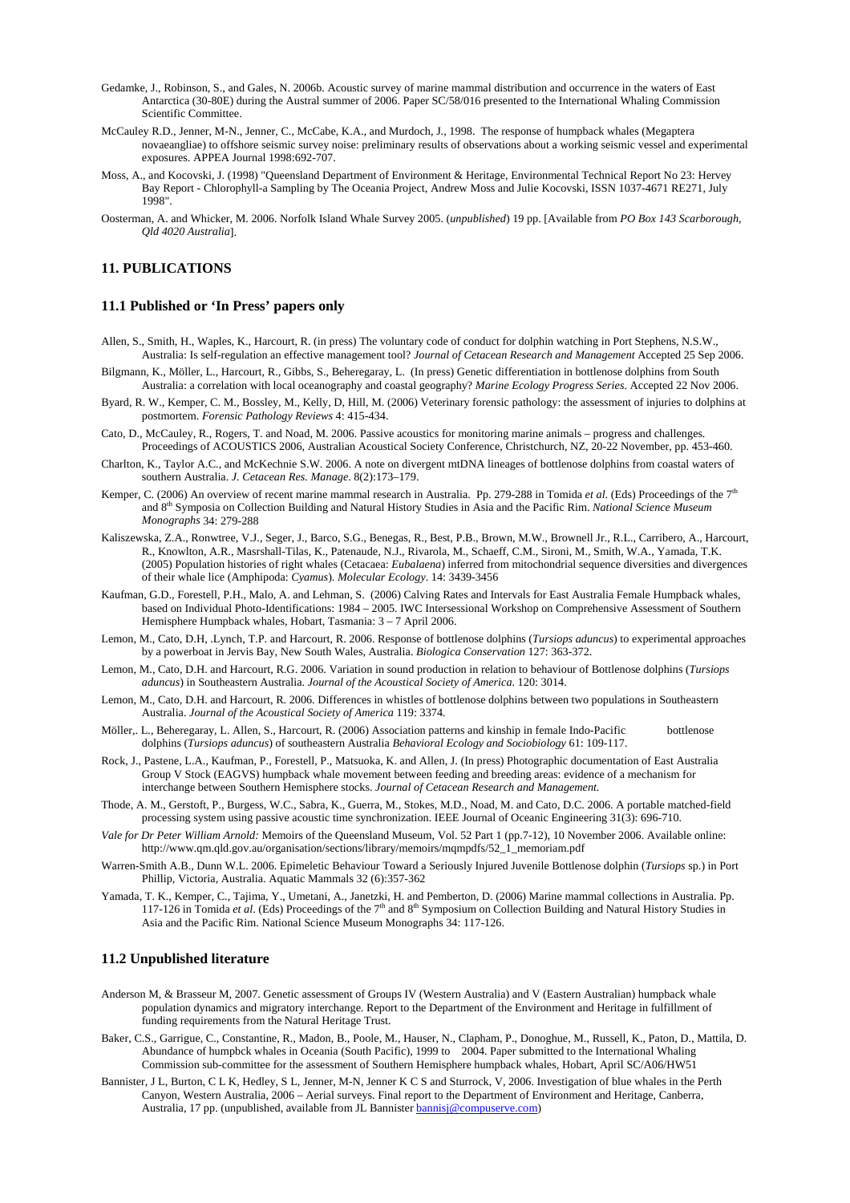Gedamke, J., Robinson, S., and Gales, N. 2006b. Acoustic survey of marine mammal distribution and occurrence in the waters of East Antarctica (30-80E) during the Austral summer of 2006. Paper SC/58/016 presented to the International Whaling Commission Scientific Committee.

McCauley R.D., Jenner, M-N., Jenner, C., McCabe, K.A., and Murdoch, J., 1998. The response of humpback whales (Megaptera novaeangliae) to offshore seismic survey noise: preliminary results of observations about a working seismic vessel and experimental exposures. APPEA Journal 1998:692-707.

Moss, A., and Kocovski, J. (1998) "Queensland Department of Environment & Heritage, Environmental Technical Report No 23: Hervey Bay Report - Chlorophyll-a Sampling by The Oceania Project, Andrew Moss and Julie Kocovski, ISSN 1037-4671 RE271, July 1998".

Oosterman, A. and Whicker, M. 2006. Norfolk Island Whale Survey 2005. (*unpublished*) 19 pp. [Available from *PO Box 143 Scarborough, Qld 4020 Australia*].

## 11. PUBLICATIONS

### 11.1 Published or 'In Press' papers only

Allen, S., Smith, H., Waples, K., Harcourt, R. (in press) The voluntary code of conduct for dolphin watching in Port Stephens, N.S.W., Australia: Is self-regulation an effective management tool? *Journal of Cetacean Research and Management* Accepted 25 Sep 2006.

Bilgmann, K., Möller, L., Harcourt, R., Gibbs, S., Beheregaray, L. (In press) Genetic differentiation in bottlenose dolphins from South Australia: a correlation with local oceanography and coastal geography? *Marine Ecology Progress Series*. Accepted 22 Nov 2006.

Byard, R. W., Kemper, C. M., Bossley, M., Kelly, D, Hill, M. (2006) Veterinary forensic pathology: the assessment of injuries to dolphins at postmortem. *Forensic Pathology Reviews* 4: 415-434.

Cato, D., McCauley, R., Rogers, T. and Noad, M. 2006. Passive acoustics for monitoring marine animals – progress and challenges. Proceedings of ACOUSTICS 2006, Australian Acoustical Society Conference, Christchurch, NZ, 20-22 November, pp. 453-460.

Charlton, K., Taylor A.C., and McKechnie S.W. 2006. A note on divergent mtDNA lineages of bottlenose dolphins from coastal waters of southern Australia. *J. Cetacean Res. Manage*. 8(2):173–179.

Kemper, C. (2006) An overview of recent marine mammal research in Australia. Pp. 279-288 in Tomida *et al*. (Eds) Proceedings of the 7th and 8th Symposia on Collection Building and Natural History Studies in Asia and the Pacific Rim. *National Science Museum Monographs* 34: 279-288

Kaliszewska, Z.A., Ronwtree, V.J., Seger, J., Barco, S.G., Benegas, R., Best, P.B., Brown, M.W., Brownell Jr., R.L., Carribero, A., Harcourt, R., Knowlton, A.R., Masrshall-Tilas, K., Patenaude, N.J., Rivarola, M., Schaeff, C.M., Sironi, M., Smith, W.A., Yamada, T.K. (2005) Population histories of right whales (Cetacaea: *Eubalaena*) inferred from mitochondrial sequence diversities and divergences of their whale lice (Amphipoda: *Cyamus*). *Molecular Ecology*. 14: 3439-3456

Kaufman, G.D., Forestell, P.H., Malo, A. and Lehman, S. (2006) Calving Rates and Intervals for East Australia Female Humpback whales, based on Individual Photo-Identifications: 1984 – 2005. IWC Intersessional Workshop on Comprehensive Assessment of Southern Hemisphere Humpback whales, Hobart, Tasmania: 3 – 7 April 2006.

Lemon, M., Cato, D.H, .Lynch, T.P. and Harcourt, R. 2006. Response of bottlenose dolphins (*Tursiops aduncus*) to experimental approaches by a powerboat in Jervis Bay, New South Wales, Australia. *Biologica Conservation* 127: 363-372.

Lemon, M., Cato, D.H. and Harcourt, R.G. 2006. Variation in sound production in relation to behaviour of Bottlenose dolphins (*Tursiops aduncus*) in Southeastern Australia. *Journal of the Acoustical Society of America*. 120: 3014.

Lemon, M., Cato, D.H. and Harcourt, R. 2006. Differences in whistles of bottlenose dolphins between two populations in Southeastern Australia. *Journal of the Acoustical Society of America* 119: 3374.

Möller,. L., Beheregaray, L. Allen, S., Harcourt, R. (2006) Association patterns and kinship in female Indo-Pacific bottlenose dolphins (*Tursiops aduncus*) of southeastern Australia *Behavioral Ecology and Sociobiology* 61: 109-117.

Rock, J., Pastene, L.A., Kaufman, P., Forestell, P., Matsuoka, K. and Allen, J. (In press) Photographic documentation of East Australia Group V Stock (EAGVS) humpback whale movement between feeding and breeding areas: evidence of a mechanism for interchange between Southern Hemisphere stocks. *Journal of Cetacean Research and Management.*

Thode, A. M., Gerstoft, P., Burgess, W.C., Sabra, K., Guerra, M., Stokes, M.D., Noad, M. and Cato, D.C. 2006. A portable matched-field processing system using passive acoustic time synchronization. IEEE Journal of Oceanic Engineering 31(3): 696-710.

*Vale for Dr Peter William Arnold:* Memoirs of the Queensland Museum, Vol. 52 Part 1 (pp.7-12), 10 November 2006. Available online: http://www.qm.qld.gov.au/organisation/sections/library/memoirs/mqmpdfs/52_1_memoriam.pdf

Warren-Smith A.B., Dunn W.L. 2006. Epimeletic Behaviour Toward a Seriously Injured Juvenile Bottlenose dolphin (*Tursiops* sp.) in Port Phillip, Victoria, Australia. Aquatic Mammals 32 (6):357-362

Yamada, T. K., Kemper, C., Tajima, Y., Umetani, A., Janetzki, H. and Pemberton, D. (2006) Marine mammal collections in Australia. Pp. 117-126 in Tomida *et al*. (Eds) Proceedings of the 7th and 8th Symposium on Collection Building and Natural History Studies in Asia and the Pacific Rim. National Science Museum Monographs 34: 117-126.

### 11.2 Unpublished literature

Anderson M, & Brasseur M, 2007. Genetic assessment of Groups IV (Western Australia) and V (Eastern Australian) humpback whale population dynamics and migratory interchange. Report to the Department of the Environment and Heritage in fulfillment of funding requirements from the Natural Heritage Trust.

Baker, C.S., Garrigue, C., Constantine, R., Madon, B., Poole, M., Hauser, N., Clapham, P., Donoghue, M., Russell, K., Paton, D., Mattila, D. Abundance of humpbck whales in Oceania (South Pacific), 1999 to 2004. Paper submitted to the International Whaling Commission sub-committee for the assessment of Southern Hemisphere humpback whales, Hobart, April SC/A06/HW51

Bannister, J L, Burton, C L K, Hedley, S L, Jenner, M-N, Jenner K C S and Sturrock, V, 2006. Investigation of blue whales in the Perth Canyon, Western Australia, 2006 – Aerial surveys. Final report to the Department of Environment and Heritage, Canberra, Australia, 17 pp. (unpublished, available from JL Bannister bannisj@compuserve.com)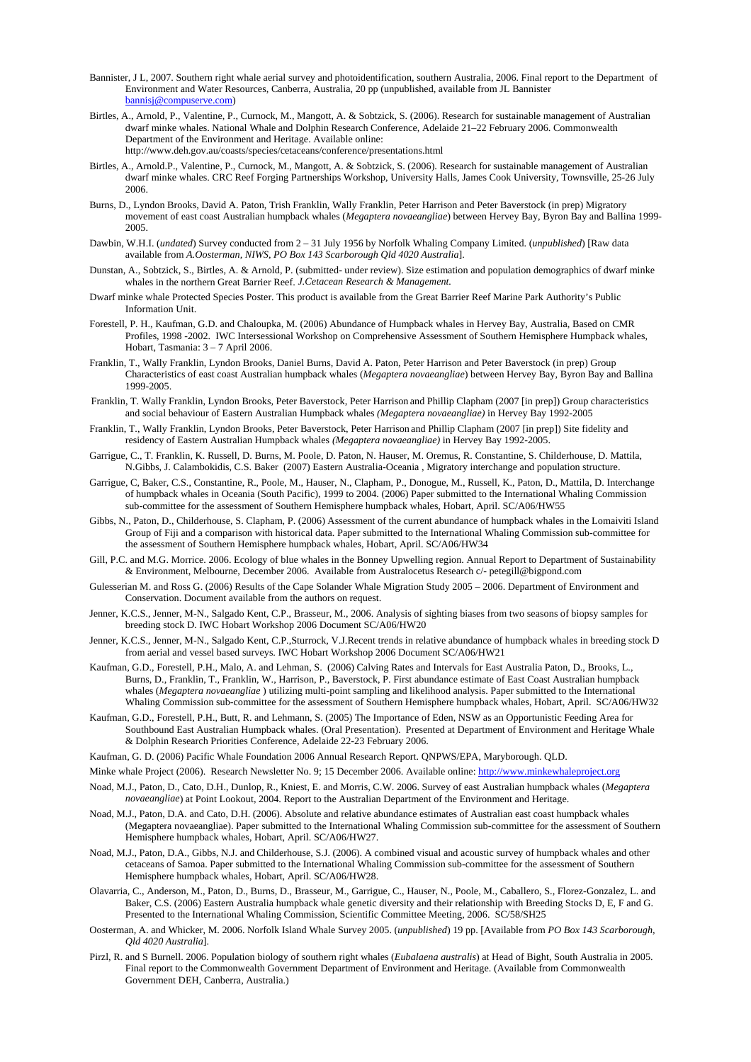Bannister, J L, 2007. Southern right whale aerial survey and photoidentification, southern Australia, 2006. Final report to the Department of Environment and Water Resources, Canberra, Australia, 20 pp (unpublished, available from JL Bannister bannisj@compuserve.com)

Birtles, A., Arnold, P., Valentine, P., Curnock, M., Mangott, A. & Sobtzick, S. (2006). Research for sustainable management of Australian dwarf minke whales. National Whale and Dolphin Research Conference, Adelaide 21–22 February 2006. Commonwealth Department of the Environment and Heritage. Available online: http://www.deh.gov.au/coasts/species/cetaceans/conference/presentations.html

Birtles, A., Arnold.P., Valentine, P., Curnock, M., Mangott, A. & Sobtzick, S. (2006). Research for sustainable management of Australian dwarf minke whales. CRC Reef Forging Partnerships Workshop, University Halls, James Cook University, Townsville, 25-26 July 2006.

Burns, D., Lyndon Brooks, David A. Paton, Trish Franklin, Wally Franklin, Peter Harrison and Peter Baverstock (in prep) Migratory movement of east coast Australian humpback whales (*Megaptera novaeangliae*) between Hervey Bay, Byron Bay and Ballina 1999-2005.

Dawbin, W.H.I. (*undated*) Survey conducted from 2 – 31 July 1956 by Norfolk Whaling Company Limited. (*unpublished*) [Raw data available from *A.Oosterman, NIWS, PO Box 143 Scarborough Qld 4020 Australia*].

Dunstan, A., Sobtzick, S., Birtles, A. & Arnold, P. (submitted- under review). Size estimation and population demographics of dwarf minke whales in the northern Great Barrier Reef. *J.Cetacean Research & Management.*

Dwarf minke whale Protected Species Poster. This product is available from the Great Barrier Reef Marine Park Authority's Public Information Unit.

Forestell, P. H., Kaufman, G.D. and Chaloupka, M. (2006) Abundance of Humpback whales in Hervey Bay, Australia, Based on CMR Profiles, 1998 -2002. IWC Intersessional Workshop on Comprehensive Assessment of Southern Hemisphere Humpback whales, Hobart, Tasmania: 3 – 7 April 2006.

Franklin, T., Wally Franklin, Lyndon Brooks, Daniel Burns, David A. Paton, Peter Harrison and Peter Baverstock (in prep) Group Characteristics of east coast Australian humpback whales (*Megaptera novaeangliae*) between Hervey Bay, Byron Bay and Ballina 1999-2005.

Franklin, T. Wally Franklin, Lyndon Brooks, Peter Baverstock, Peter Harrison and Phillip Clapham (2007 [in prep]) Group characteristics and social behaviour of Eastern Australian Humpback whales *(Megaptera novaeangliae)* in Hervey Bay 1992-2005

Franklin, T., Wally Franklin, Lyndon Brooks, Peter Baverstock, Peter Harrison and Phillip Clapham (2007 [in prep]) Site fidelity and residency of Eastern Australian Humpback whales *(Megaptera novaeangliae)* in Hervey Bay 1992-2005.

Garrigue, C., T. Franklin, K. Russell, D. Burns, M. Poole, D. Paton, N. Hauser, M. Oremus, R. Constantine, S. Childerhouse, D. Mattila, N.Gibbs, J. Calambokidis, C.S. Baker (2007) Eastern Australia-Oceania , Migratory interchange and population structure.

Garrigue, C, Baker, C.S., Constantine, R., Poole, M., Hauser, N., Clapham, P., Donogue, M., Russell, K., Paton, D., Mattila, D. Interchange of humpback whales in Oceania (South Pacific), 1999 to 2004. (2006) Paper submitted to the International Whaling Commission sub-committee for the assessment of Southern Hemisphere humpback whales, Hobart, April. SC/A06/HW55

Gibbs, N., Paton, D., Childerhouse, S. Clapham, P. (2006) Assessment of the current abundance of humpback whales in the Lomaiviti Island Group of Fiji and a comparison with historical data. Paper submitted to the International Whaling Commission sub-committee for the assessment of Southern Hemisphere humpback whales, Hobart, April. SC/A06/HW34

Gill, P.C. and M.G. Morrice. 2006. Ecology of blue whales in the Bonney Upwelling region. Annual Report to Department of Sustainability & Environment, Melbourne, December 2006. Available from Australocetus Research c/- petegill@bigpond.com

Gulesserian M. and Ross G. (2006) Results of the Cape Solander Whale Migration Study 2005 – 2006. Department of Environment and Conservation. Document available from the authors on request.

Jenner, K.C.S., Jenner, M-N., Salgado Kent, C.P., Brasseur, M., 2006. Analysis of sighting biases from two seasons of biopsy samples for breeding stock D. IWC Hobart Workshop 2006 Document SC/A06/HW20

Jenner, K.C.S., Jenner, M-N., Salgado Kent, C.P.,Sturrock, V.J.Recent trends in relative abundance of humpback whales in breeding stock D from aerial and vessel based surveys. IWC Hobart Workshop 2006 Document SC/A06/HW21

Kaufman, G.D., Forestell, P.H., Malo, A. and Lehman, S. (2006) Calving Rates and Intervals for East Australia Paton, D., Brooks, L., Burns, D., Franklin, T., Franklin, W., Harrison, P., Baverstock, P. First abundance estimate of East Coast Australian humpback whales (*Megaptera novaeangliae* ) utilizing multi-point sampling and likelihood analysis. Paper submitted to the International Whaling Commission sub-committee for the assessment of Southern Hemisphere humpback whales, Hobart, April. SC/A06/HW32

Kaufman, G.D., Forestell, P.H., Butt, R. and Lehmann, S. (2005) The Importance of Eden, NSW as an Opportunistic Feeding Area for Southbound East Australian Humpback whales. (Oral Presentation). Presented at Department of Environment and Heritage Whale & Dolphin Research Priorities Conference, Adelaide 22-23 February 2006.

Kaufman, G. D. (2006) Pacific Whale Foundation 2006 Annual Research Report. QNPWS/EPA, Maryborough. QLD.

Minke whale Project (2006). Research Newsletter No. 9; 15 December 2006. Available online: http://www.minkewhaleproject.org

Noad, M.J., Paton, D., Cato, D.H., Dunlop, R., Kniest, E. and Morris, C.W. 2006. Survey of east Australian humpback whales (*Megaptera novaeangliae*) at Point Lookout, 2004. Report to the Australian Department of the Environment and Heritage.

Noad, M.J., Paton, D.A. and Cato, D.H. (2006). Absolute and relative abundance estimates of Australian east coast humpback whales (Megaptera novaeangliae). Paper submitted to the International Whaling Commission sub-committee for the assessment of Southern Hemisphere humpback whales, Hobart, April. SC/A06/HW27.

Noad, M.J., Paton, D.A., Gibbs, N.J. and Childerhouse, S.J. (2006). A combined visual and acoustic survey of humpback whales and other cetaceans of Samoa. Paper submitted to the International Whaling Commission sub-committee for the assessment of Southern Hemisphere humpback whales, Hobart, April. SC/A06/HW28.

Olavarria, C., Anderson, M., Paton, D., Burns, D., Brasseur, M., Garrigue, C., Hauser, N., Poole, M., Caballero, S., Florez-Gonzalez, L. and Baker, C.S. (2006) Eastern Australia humpback whale genetic diversity and their relationship with Breeding Stocks D, E, F and G. Presented to the International Whaling Commission, Scientific Committee Meeting, 2006. SC/58/SH25

Oosterman, A. and Whicker, M. 2006. Norfolk Island Whale Survey 2005. (*unpublished*) 19 pp. [Available from *PO Box 143 Scarborough, Qld 4020 Australia*].

Pirzl, R. and S Burnell. 2006. Population biology of southern right whales (*Eubalaena australis*) at Head of Bight, South Australia in 2005. Final report to the Commonwealth Government Department of Environment and Heritage. (Available from Commonwealth Government DEH, Canberra, Australia.)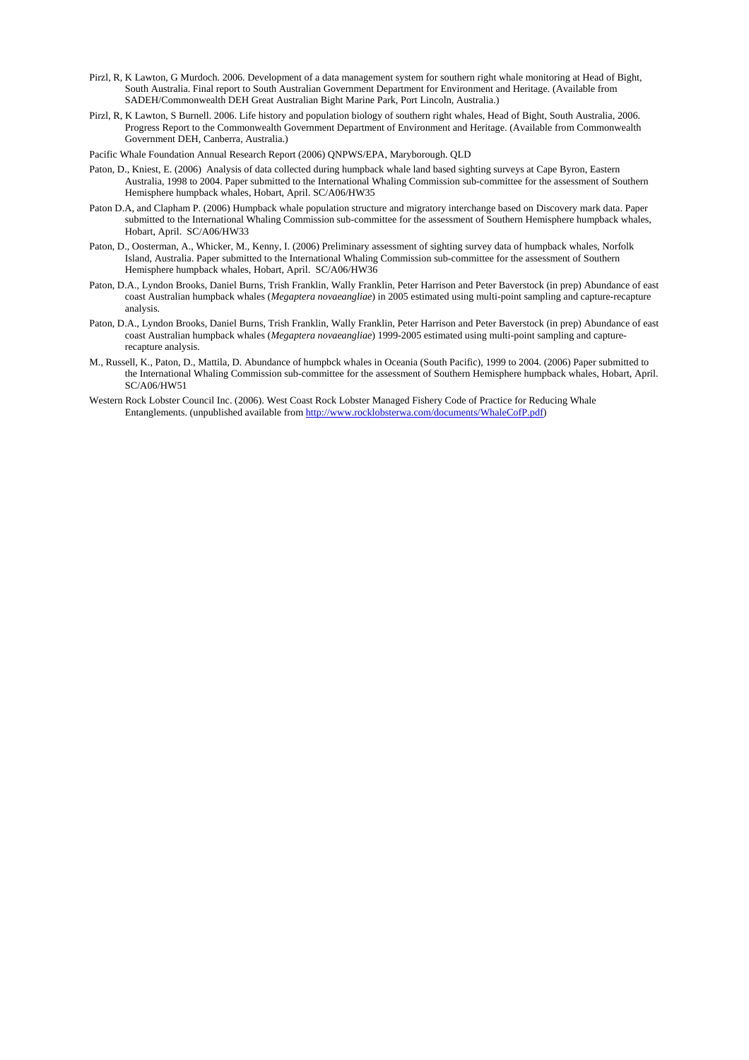Pirzl, R, K Lawton, G Murdoch. 2006. Development of a data management system for southern right whale monitoring at Head of Bight, South Australia. Final report to South Australian Government Department for Environment and Heritage. (Available from SADEH/Commonwealth DEH Great Australian Bight Marine Park, Port Lincoln, Australia.)

Pirzl, R, K Lawton, S Burnell. 2006. Life history and population biology of southern right whales, Head of Bight, South Australia, 2006. Progress Report to the Commonwealth Government Department of Environment and Heritage. (Available from Commonwealth Government DEH, Canberra, Australia.)

Pacific Whale Foundation Annual Research Report (2006) QNPWS/EPA, Maryborough. QLD

Paton, D., Kniest, E. (2006) Analysis of data collected during humpback whale land based sighting surveys at Cape Byron, Eastern Australia, 1998 to 2004. Paper submitted to the International Whaling Commission sub-committee for the assessment of Southern Hemisphere humpback whales, Hobart, April. SC/A06/HW35

Paton D.A, and Clapham P. (2006) Humpback whale population structure and migratory interchange based on Discovery mark data. Paper submitted to the International Whaling Commission sub-committee for the assessment of Southern Hemisphere humpback whales, Hobart, April. SC/A06/HW33

Paton, D., Oosterman, A., Whicker, M., Kenny, I. (2006) Preliminary assessment of sighting survey data of humpback whales, Norfolk Island, Australia. Paper submitted to the International Whaling Commission sub-committee for the assessment of Southern Hemisphere humpback whales, Hobart, April. SC/A06/HW36

Paton, D.A., Lyndon Brooks, Daniel Burns, Trish Franklin, Wally Franklin, Peter Harrison and Peter Baverstock (in prep) Abundance of east coast Australian humpback whales (*Megaptera novaeangliae*) in 2005 estimated using multi-point sampling and capture-recapture analysis.

Paton, D.A., Lyndon Brooks, Daniel Burns, Trish Franklin, Wally Franklin, Peter Harrison and Peter Baverstock (in prep) Abundance of east coast Australian humpback whales (*Megaptera novaeangliae*) 1999-2005 estimated using multi-point sampling and capture-recapture analysis.

M., Russell, K., Paton, D., Mattila, D. Abundance of humpbck whales in Oceania (South Pacific), 1999 to 2004. (2006) Paper submitted to the International Whaling Commission sub-committee for the assessment of Southern Hemisphere humpback whales, Hobart, April. SC/A06/HW51

Western Rock Lobster Council Inc. (2006). West Coast Rock Lobster Managed Fishery Code of Practice for Reducing Whale Entanglements. (unpublished available from http://www.rocklobsterwa.com/documents/WhaleCofP.pdf)